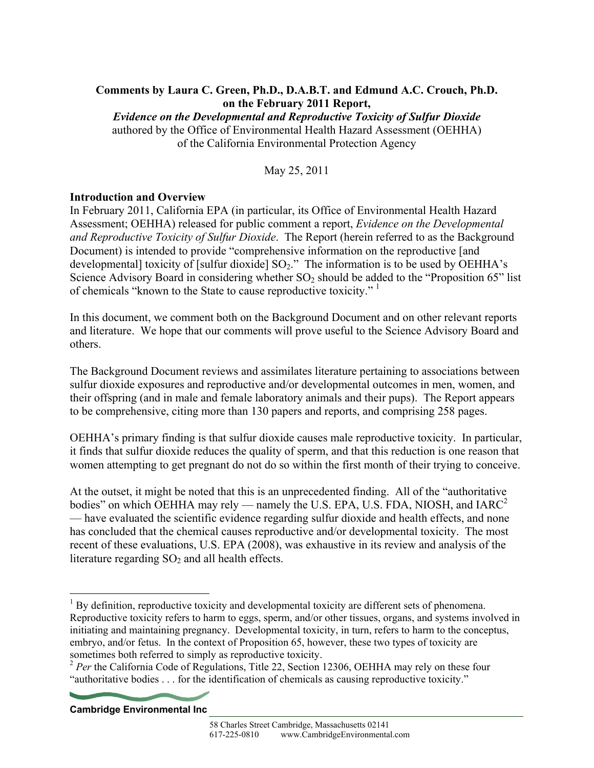**Comments by Laura C. Green, Ph.D., D.A.B.T. and Edmund A.C. Crouch, Ph.D. on the February 2011 Report,**

***Evidence on the Developmental and Reproductive Toxicity of Sulfur Dioxide***

authored by the Office of Environmental Health Hazard Assessment (OEHHA) of the California Environmental Protection Agency

May 25, 2011

## Introduction and Overview

In February 2011, California EPA (in particular, its Office of Environmental Health Hazard Assessment; OEHHA) released for public comment a report, *Evidence on the Developmental and Reproductive Toxicity of Sulfur Dioxide*. The Report (herein referred to as the Background Document) is intended to provide "comprehensive information on the reproductive [and developmental] toxicity of [sulfur dioxide] $SO_2$." The information is to be used by OEHHA's Science Advisory Board in considering whether $SO_2$ should be added to the "Proposition 65" list of chemicals "known to the State to cause reproductive toxicity." [1]

In this document, we comment both on the Background Document and on other relevant reports and literature. We hope that our comments will prove useful to the Science Advisory Board and others.

The Background Document reviews and assimilates literature pertaining to associations between sulfur dioxide exposures and reproductive and/or developmental outcomes in men, women, and their offspring (and in male and female laboratory animals and their pups). The Report appears to be comprehensive, citing more than 130 papers and reports, and comprising 258 pages.

OEHHA's primary finding is that sulfur dioxide causes male reproductive toxicity. In particular, it finds that sulfur dioxide reduces the quality of sperm, and that this reduction is one reason that women attempting to get pregnant do not do so within the first month of their trying to conceive.

At the outset, it might be noted that this is an unprecedented finding. All of the "authoritative bodies" on which OEHHA may rely — namely the U.S. EPA, U.S. FDA, NIOSH, and IARC[2] — have evaluated the scientific evidence regarding sulfur dioxide and health effects, and none has concluded that the chemical causes reproductive and/or developmental toxicity. The most recent of these evaluations, U.S. EPA (2008), was exhaustive in its review and analysis of the literature regarding $SO_2$ and all health effects.

---

[1] By definition, reproductive toxicity and developmental toxicity are different sets of phenomena. Reproductive toxicity refers to harm to eggs, sperm, and/or other tissues, organs, and systems involved in initiating and maintaining pregnancy. Developmental toxicity, in turn, refers to harm to the conceptus, embryo, and/or fetus. In the context of Proposition 65, however, these two types of toxicity are sometimes both referred to simply as reproductive toxicity.

[2] *Per* the California Code of Regulations, Title 22, Section 12306, OEHHA may rely on these four "authoritative bodies . . . for the identification of chemicals as causing reproductive toxicity."

**Cambridge Environmental Inc**

58 Charles Street Cambridge, Massachusetts 02141
617-225-0810 www.CambridgeEnvironmental.com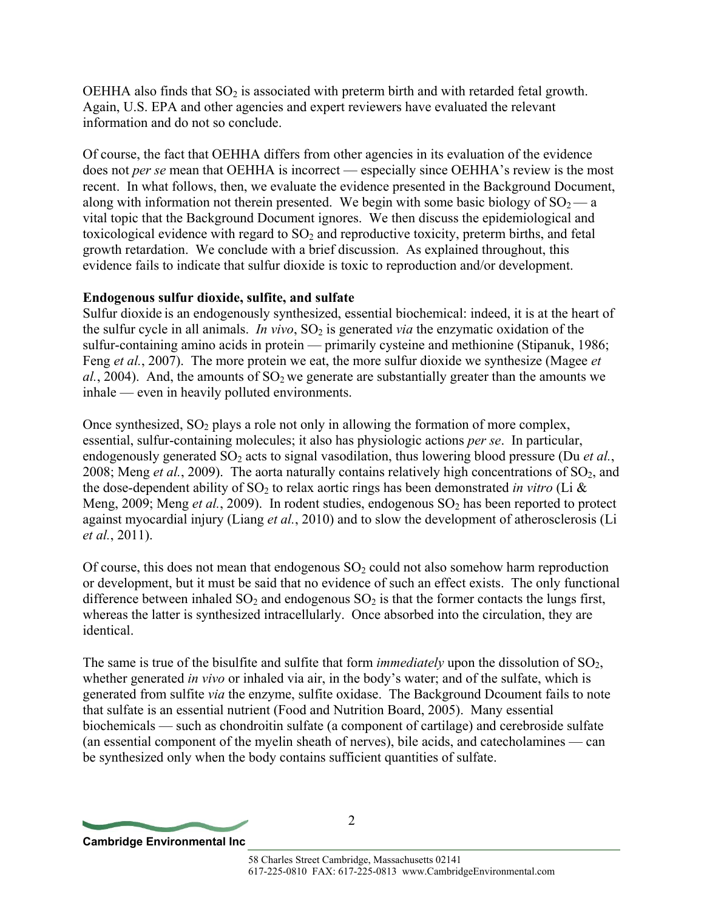OEHHA also finds that $SO_2$ is associated with preterm birth and with retarded fetal growth. Again, U.S. EPA and other agencies and expert reviewers have evaluated the relevant information and do not so conclude.

Of course, the fact that OEHHA differs from other agencies in its evaluation of the evidence does not *per se* mean that OEHHA is incorrect — especially since OEHHA's review is the most recent. In what follows, then, we evaluate the evidence presented in the Background Document, along with information not therein presented. We begin with some basic biology of $SO_2$ — a vital topic that the Background Document ignores. We then discuss the epidemiological and toxicological evidence with regard to $SO_2$ and reproductive toxicity, preterm births, and fetal growth retardation. We conclude with a brief discussion. As explained throughout, this evidence fails to indicate that sulfur dioxide is toxic to reproduction and/or development.

**Endogenous sulfur dioxide, sulfite, and sulfate**

Sulfur dioxide is an endogenously synthesized, essential biochemical: indeed, it is at the heart of the sulfur cycle in all animals. *In vivo*, $SO_2$ is generated *via* the enzymatic oxidation of the sulfur-containing amino acids in protein — primarily cysteine and methionine (Stipanuk, 1986; Feng *et al.*, 2007). The more protein we eat, the more sulfur dioxide we synthesize (Magee *et al.*, 2004). And, the amounts of $SO_2$ we generate are substantially greater than the amounts we inhale — even in heavily polluted environments.

Once synthesized, $SO_2$ plays a role not only in allowing the formation of more complex, essential, sulfur-containing molecules; it also has physiologic actions *per se*. In particular, endogenously generated $SO_2$ acts to signal vasodilation, thus lowering blood pressure (Du *et al.*, 2008; Meng *et al.*, 2009). The aorta naturally contains relatively high concentrations of $SO_2$, and the dose-dependent ability of $SO_2$ to relax aortic rings has been demonstrated *in vitro* (Li & Meng, 2009; Meng *et al.*, 2009). In rodent studies, endogenous $SO_2$ has been reported to protect against myocardial injury (Liang *et al.*, 2010) and to slow the development of atherosclerosis (Li *et al.*, 2011).

Of course, this does not mean that endogenous $SO_2$ could not also somehow harm reproduction or development, but it must be said that no evidence of such an effect exists. The only functional difference between inhaled $SO_2$ and endogenous $SO_2$ is that the former contacts the lungs first, whereas the latter is synthesized intracellularly. Once absorbed into the circulation, they are identical.

The same is true of the bisulfite and sulfite that form *immediately* upon the dissolution of $SO_2$, whether generated *in vivo* or inhaled via air, in the body's water; and of the sulfate, which is generated from sulfite *via* the enzyme, sulfite oxidase. The Background Dcoument fails to note that sulfate is an essential nutrient (Food and Nutrition Board, 2005). Many essential biochemicals — such as chondroitin sulfate (a component of cartilage) and cerebroside sulfate (an essential component of the myelin sheath of nerves), bile acids, and catecholamines — can be synthesized only when the body contains sufficient quantities of sulfate.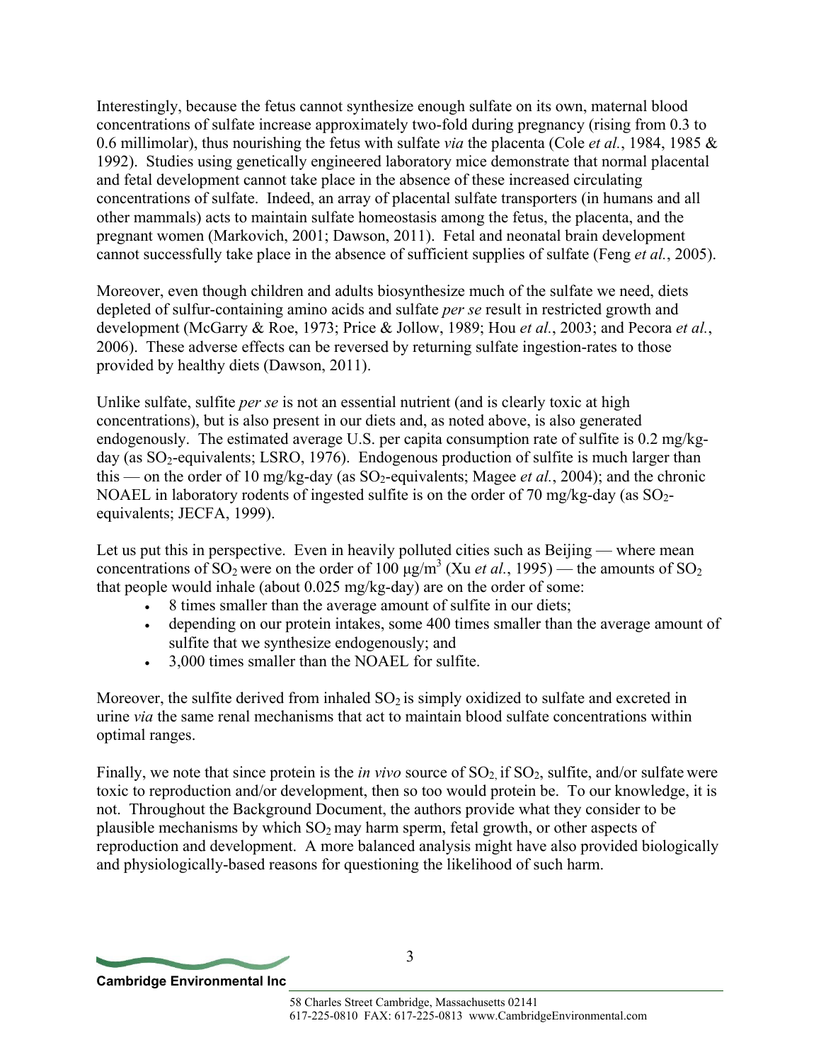Interestingly, because the fetus cannot synthesize enough sulfate on its own, maternal blood concentrations of sulfate increase approximately two-fold during pregnancy (rising from 0.3 to 0.6 millimolar), thus nourishing the fetus with sulfate *via* the placenta (Cole *et al.*, 1984, 1985 & 1992). Studies using genetically engineered laboratory mice demonstrate that normal placental and fetal development cannot take place in the absence of these increased circulating concentrations of sulfate. Indeed, an array of placental sulfate transporters (in humans and all other mammals) acts to maintain sulfate homeostasis among the fetus, the placenta, and the pregnant women (Markovich, 2001; Dawson, 2011). Fetal and neonatal brain development cannot successfully take place in the absence of sufficient supplies of sulfate (Feng *et al.*, 2005).

Moreover, even though children and adults biosynthesize much of the sulfate we need, diets depleted of sulfur-containing amino acids and sulfate *per se* result in restricted growth and development (McGarry & Roe, 1973; Price & Jollow, 1989; Hou *et al.*, 2003; and Pecora *et al.*, 2006). These adverse effects can be reversed by returning sulfate ingestion-rates to those provided by healthy diets (Dawson, 2011).

Unlike sulfate, sulfite *per se* is not an essential nutrient (and is clearly toxic at high concentrations), but is also present in our diets and, as noted above, is also generated endogenously. The estimated average U.S. per capita consumption rate of sulfite is 0.2 mg/kg-day (as $SO_2$-equivalents; LSRO, 1976). Endogenous production of sulfite is much larger than this — on the order of 10 mg/kg-day (as $SO_2$-equivalents; Magee *et al.*, 2004); and the chronic NOAEL in laboratory rodents of ingested sulfite is on the order of 70 mg/kg-day (as $SO_2$-equivalents; JECFA, 1999).

Let us put this in perspective. Even in heavily polluted cities such as Beijing — where mean concentrations of $SO_2$ were on the order of 100 $\mu g/m^3$ (Xu *et al.*, 1995) — the amounts of $SO_2$ that people would inhale (about 0.025 mg/kg-day) are on the order of some:

- 8 times smaller than the average amount of sulfite in our diets;
- depending on our protein intakes, some 400 times smaller than the average amount of sulfite that we synthesize endogenously; and
- 3,000 times smaller than the NOAEL for sulfite.

Moreover, the sulfite derived from inhaled $SO_2$ is simply oxidized to sulfate and excreted in urine *via* the same renal mechanisms that act to maintain blood sulfate concentrations within optimal ranges.

Finally, we note that since protein is the *in vivo* source of $SO_2$, if $SO_2$, sulfite, and/or sulfate were toxic to reproduction and/or development, then so too would protein be. To our knowledge, it is not. Throughout the Background Document, the authors provide what they consider to be plausible mechanisms by which $SO_2$ may harm sperm, fetal growth, or other aspects of reproduction and development. A more balanced analysis might have also provided biologically and physiologically-based reasons for questioning the likelihood of such harm.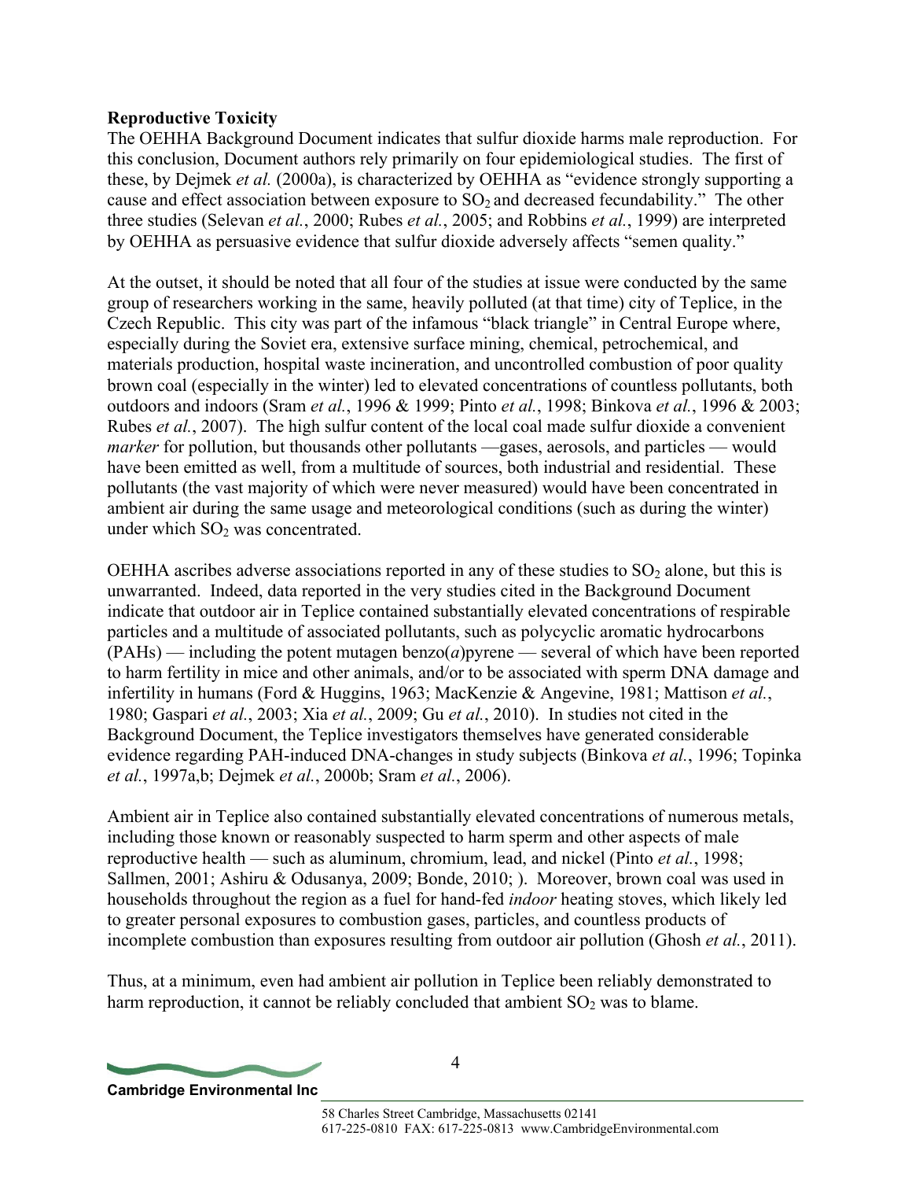**Reproductive Toxicity**

The OEHHA Background Document indicates that sulfur dioxide harms male reproduction. For this conclusion, Document authors rely primarily on four epidemiological studies. The first of these, by Dejmek *et al.* (2000a), is characterized by OEHHA as "evidence strongly supporting a cause and effect association between exposure to $SO_2$ and decreased fecundability." The other three studies (Selevan *et al.*, 2000; Rubes *et al.*, 2005; and Robbins *et al.*, 1999) are interpreted by OEHHA as persuasive evidence that sulfur dioxide adversely affects "semen quality."

At the outset, it should be noted that all four of the studies at issue were conducted by the same group of researchers working in the same, heavily polluted (at that time) city of Teplice, in the Czech Republic. This city was part of the infamous "black triangle" in Central Europe where, especially during the Soviet era, extensive surface mining, chemical, petrochemical, and materials production, hospital waste incineration, and uncontrolled combustion of poor quality brown coal (especially in the winter) led to elevated concentrations of countless pollutants, both outdoors and indoors (Sram *et al.*, 1996 & 1999; Pinto *et al.*, 1998; Binkova *et al.*, 1996 & 2003; Rubes *et al.*, 2007). The high sulfur content of the local coal made sulfur dioxide a convenient *marker* for pollution, but thousands other pollutants —gases, aerosols, and particles — would have been emitted as well, from a multitude of sources, both industrial and residential. These pollutants (the vast majority of which were never measured) would have been concentrated in ambient air during the same usage and meteorological conditions (such as during the winter) under which $SO_2$ was concentrated.

OEHHA ascribes adverse associations reported in any of these studies to $SO_2$ alone, but this is unwarranted. Indeed, data reported in the very studies cited in the Background Document indicate that outdoor air in Teplice contained substantially elevated concentrations of respirable particles and a multitude of associated pollutants, such as polycyclic aromatic hydrocarbons (PAHs) — including the potent mutagen benzo(*a*)pyrene — several of which have been reported to harm fertility in mice and other animals, and/or to be associated with sperm DNA damage and infertility in humans (Ford & Huggins, 1963; MacKenzie & Angevine, 1981; Mattison *et al.*, 1980; Gaspari *et al.*, 2003; Xia *et al.*, 2009; Gu *et al.*, 2010). In studies not cited in the Background Document, the Teplice investigators themselves have generated considerable evidence regarding PAH-induced DNA-changes in study subjects (Binkova *et al.*, 1996; Topinka *et al.*, 1997a,b; Dejmek *et al.*, 2000b; Sram *et al.*, 2006).

Ambient air in Teplice also contained substantially elevated concentrations of numerous metals, including those known or reasonably suspected to harm sperm and other aspects of male reproductive health — such as aluminum, chromium, lead, and nickel (Pinto *et al.*, 1998; Sallmen, 2001; Ashiru & Odusanya, 2009; Bonde, 2010; ). Moreover, brown coal was used in households throughout the region as a fuel for hand-fed *indoor* heating stoves, which likely led to greater personal exposures to combustion gases, particles, and countless products of incomplete combustion than exposures resulting from outdoor air pollution (Ghosh *et al.*, 2011).

Thus, at a minimum, even had ambient air pollution in Teplice been reliably demonstrated to harm reproduction, it cannot be reliably concluded that ambient $SO_2$ was to blame.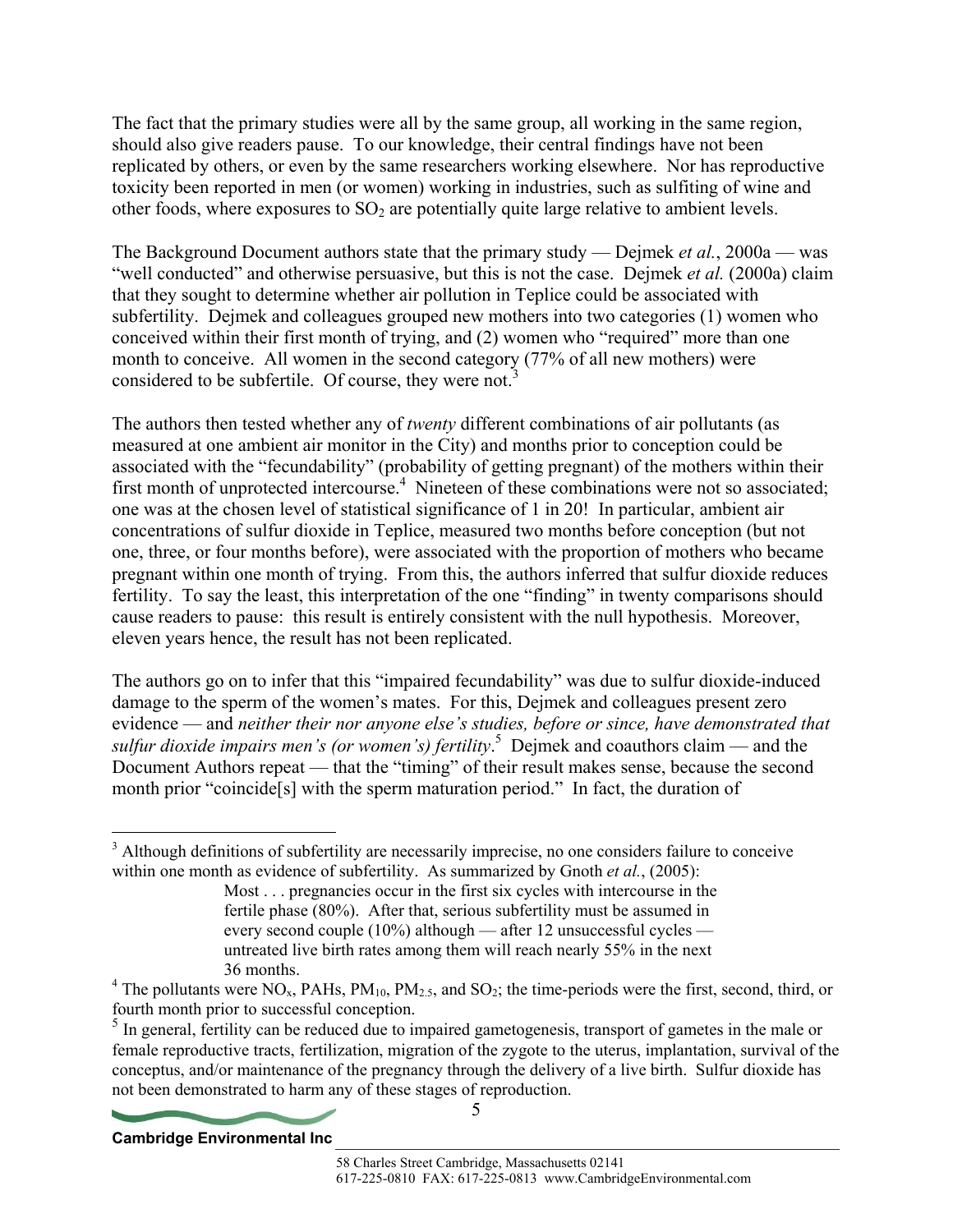The fact that the primary studies were all by the same group, all working in the same region, should also give readers pause. To our knowledge, their central findings have not been replicated by others, or even by the same researchers working elsewhere. Nor has reproductive toxicity been reported in men (or women) working in industries, such as sulfiting of wine and other foods, where exposures to $SO_2$ are potentially quite large relative to ambient levels.

The Background Document authors state that the primary study — Dejmek *et al.*, 2000a — was "well conducted" and otherwise persuasive, but this is not the case. Dejmek *et al.* (2000a) claim that they sought to determine whether air pollution in Teplice could be associated with subfertility. Dejmek and colleagues grouped new mothers into two categories (1) women who conceived within their first month of trying, and (2) women who "required" more than one month to conceive. All women in the second category (77% of all new mothers) were considered to be subfertile. Of course, they were not.[3]

The authors then tested whether any of *twenty* different combinations of air pollutants (as measured at one ambient air monitor in the City) and months prior to conception could be associated with the "fecundability" (probability of getting pregnant) of the mothers within their first month of unprotected intercourse.[4] Nineteen of these combinations were not so associated; one was at the chosen level of statistical significance of 1 in 20! In particular, ambient air concentrations of sulfur dioxide in Teplice, measured two months before conception (but not one, three, or four months before), were associated with the proportion of mothers who became pregnant within one month of trying. From this, the authors inferred that sulfur dioxide reduces fertility. To say the least, this interpretation of the one "finding" in twenty comparisons should cause readers to pause: this result is entirely consistent with the null hypothesis. Moreover, eleven years hence, the result has not been replicated.

The authors go on to infer that this "impaired fecundability" was due to sulfur dioxide-induced damage to the sperm of the women's mates. For this, Dejmek and colleagues present zero evidence — and *neither their nor anyone else's studies, before or since, have demonstrated that sulfur dioxide impairs men's (or women's) fertility*.[5] Dejmek and coauthors claim — and the Document Authors repeat — that the "timing" of their result makes sense, because the second month prior "coincide[s] with the sperm maturation period." In fact, the duration of

---

[3] Although definitions of subfertility are necessarily imprecise, no one considers failure to conceive within one month as evidence of subfertility. As summarized by Gnoth *et al.*, (2005):

> Most . . . pregnancies occur in the first six cycles with intercourse in the fertile phase (80%). After that, serious subfertility must be assumed in every second couple (10%) although — after 12 unsuccessful cycles — untreated live birth rates among them will reach nearly 55% in the next 36 months.

[4] The pollutants were $NO_x$, PAHs, $PM_{10}$, $PM_{2.5}$, and $SO_2$; the time-periods were the first, second, third, or fourth month prior to successful conception.

[5] In general, fertility can be reduced due to impaired gametogenesis, transport of gametes in the male or female reproductive tracts, fertilization, migration of the zygote to the uterus, implantation, survival of the conceptus, and/or maintenance of the pregnancy through the delivery of a live birth. Sulfur dioxide has not been demonstrated to harm any of these stages of reproduction.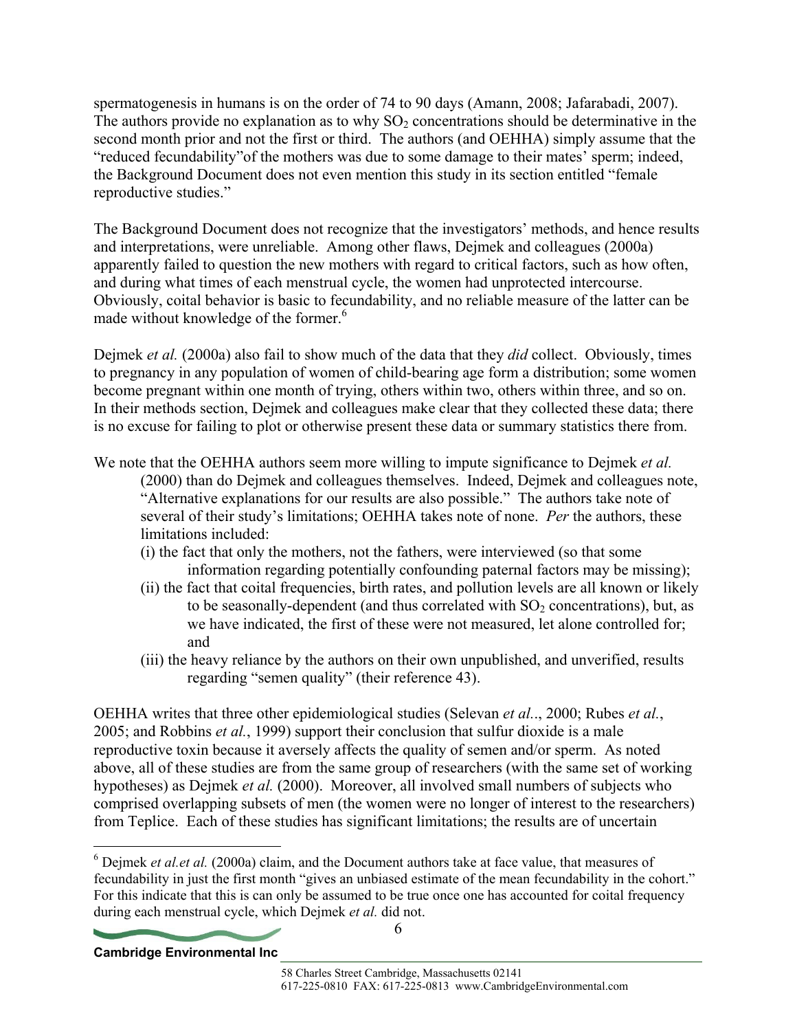spermatogenesis in humans is on the order of 74 to 90 days (Amann, 2008; Jafarabadi, 2007). The authors provide no explanation as to why $SO_2$ concentrations should be determinative in the second month prior and not the first or third. The authors (and OEHHA) simply assume that the "reduced fecundability"of the mothers was due to some damage to their mates' sperm; indeed, the Background Document does not even mention this study in its section entitled "female reproductive studies."

The Background Document does not recognize that the investigators' methods, and hence results and interpretations, were unreliable. Among other flaws, Dejmek and colleagues (2000a) apparently failed to question the new mothers with regard to critical factors, such as how often, and during what times of each menstrual cycle, the women had unprotected intercourse. Obviously, coital behavior is basic to fecundability, and no reliable measure of the latter can be made without knowledge of the former.[6]

Dejmek *et al.* (2000a) also fail to show much of the data that they *did* collect. Obviously, times to pregnancy in any population of women of child-bearing age form a distribution; some women become pregnant within one month of trying, others within two, others within three, and so on. In their methods section, Dejmek and colleagues make clear that they collected these data; there is no excuse for failing to plot or otherwise present these data or summary statistics there from.

We note that the OEHHA authors seem more willing to impute significance to Dejmek *et al.* (2000) than do Dejmek and colleagues themselves. Indeed, Dejmek and colleagues note, "Alternative explanations for our results are also possible." The authors take note of several of their study's limitations; OEHHA takes note of none. *Per* the authors, these limitations included:

- (i) the fact that only the mothers, not the fathers, were interviewed (so that some information regarding potentially confounding paternal factors may be missing);
- (ii) the fact that coital frequencies, birth rates, and pollution levels are all known or likely to be seasonally-dependent (and thus correlated with $SO_2$ concentrations), but, as we have indicated, the first of these were not measured, let alone controlled for; and
- (iii) the heavy reliance by the authors on their own unpublished, and unverified, results regarding "semen quality" (their reference 43).

OEHHA writes that three other epidemiological studies (Selevan *et al.*., 2000; Rubes *et al.*, 2005; and Robbins *et al.*, 1999) support their conclusion that sulfur dioxide is a male reproductive toxin because it aversely affects the quality of semen and/or sperm. As noted above, all of these studies are from the same group of researchers (with the same set of working hypotheses) as Dejmek *et al.* (2000). Moreover, all involved small numbers of subjects who comprised overlapping subsets of men (the women were no longer of interest to the researchers) from Teplice. Each of these studies has significant limitations; the results are of uncertain

[6] Dejmek *et al.et al.* (2000a) claim, and the Document authors take at face value, that measures of fecundability in just the first month "gives an unbiased estimate of the mean fecundability in the cohort." For this indicate that this is can only be assumed to be true once one has accounted for coital frequency during each menstrual cycle, which Dejmek *et al.* did not.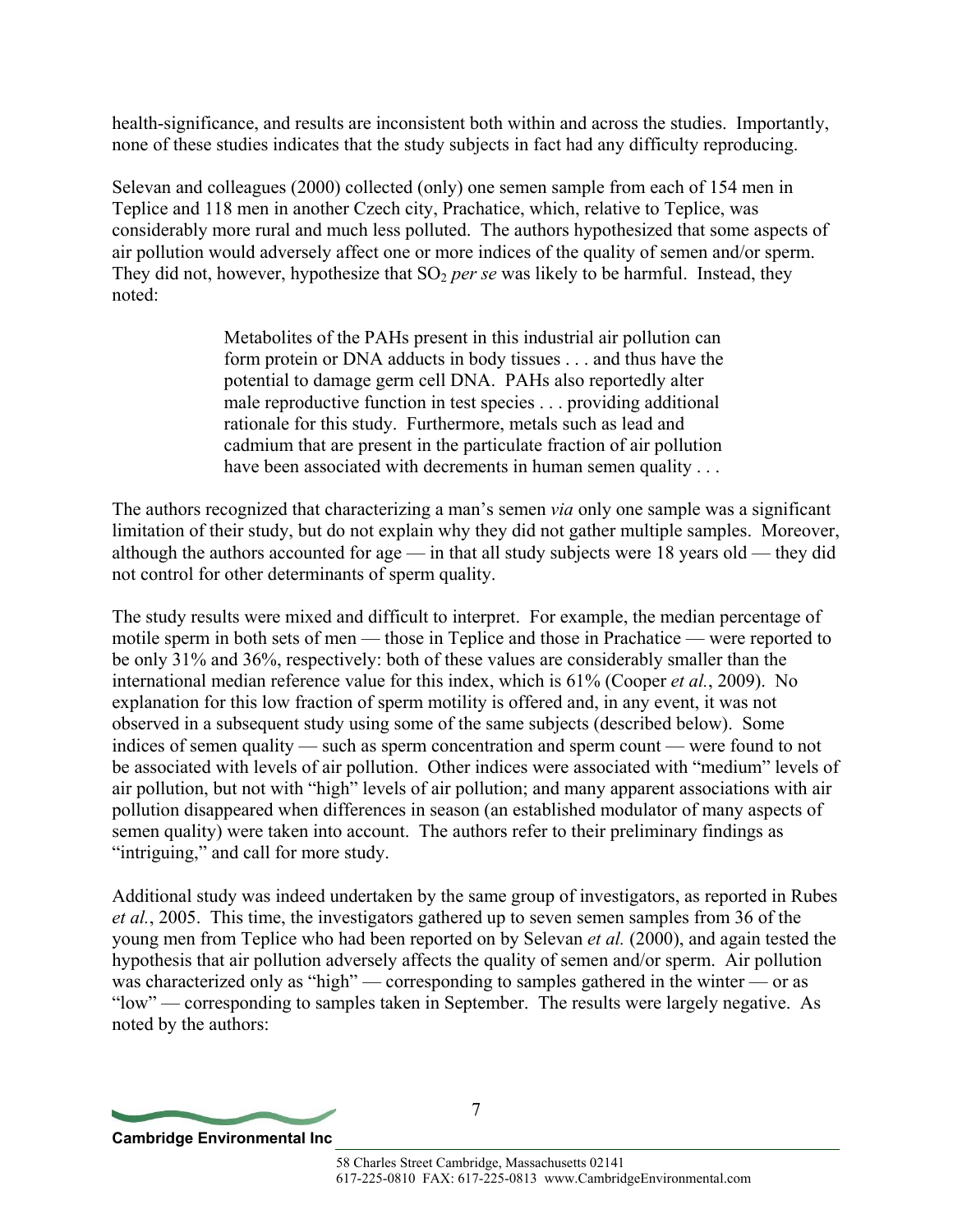health-significance, and results are inconsistent both within and across the studies. Importantly, none of these studies indicates that the study subjects in fact had any difficulty reproducing.

Selevan and colleagues (2000) collected (only) one semen sample from each of 154 men in Teplice and 118 men in another Czech city, Prachatice, which, relative to Teplice, was considerably more rural and much less polluted. The authors hypothesized that some aspects of air pollution would adversely affect one or more indices of the quality of semen and/or sperm. They did not, however, hypothesize that $SO_2$ *per se* was likely to be harmful. Instead, they noted:

> Metabolites of the PAHs present in this industrial air pollution can form protein or DNA adducts in body tissues . . . and thus have the potential to damage germ cell DNA. PAHs also reportedly alter male reproductive function in test species . . . providing additional rationale for this study. Furthermore, metals such as lead and cadmium that are present in the particulate fraction of air pollution have been associated with decrements in human semen quality . . .

The authors recognized that characterizing a man's semen *via* only one sample was a significant limitation of their study, but do not explain why they did not gather multiple samples. Moreover, although the authors accounted for age — in that all study subjects were 18 years old — they did not control for other determinants of sperm quality.

The study results were mixed and difficult to interpret. For example, the median percentage of motile sperm in both sets of men — those in Teplice and those in Prachatice — were reported to be only 31% and 36%, respectively: both of these values are considerably smaller than the international median reference value for this index, which is 61% (Cooper *et al.*, 2009). No explanation for this low fraction of sperm motility is offered and, in any event, it was not observed in a subsequent study using some of the same subjects (described below). Some indices of semen quality — such as sperm concentration and sperm count — were found to not be associated with levels of air pollution. Other indices were associated with "medium" levels of air pollution, but not with "high" levels of air pollution; and many apparent associations with air pollution disappeared when differences in season (an established modulator of many aspects of semen quality) were taken into account. The authors refer to their preliminary findings as "intriguing," and call for more study.

Additional study was indeed undertaken by the same group of investigators, as reported in Rubes *et al.*, 2005. This time, the investigators gathered up to seven semen samples from 36 of the young men from Teplice who had been reported on by Selevan *et al.* (2000), and again tested the hypothesis that air pollution adversely affects the quality of semen and/or sperm. Air pollution was characterized only as "high" — corresponding to samples gathered in the winter — or as "low" — corresponding to samples taken in September. The results were largely negative. As noted by the authors: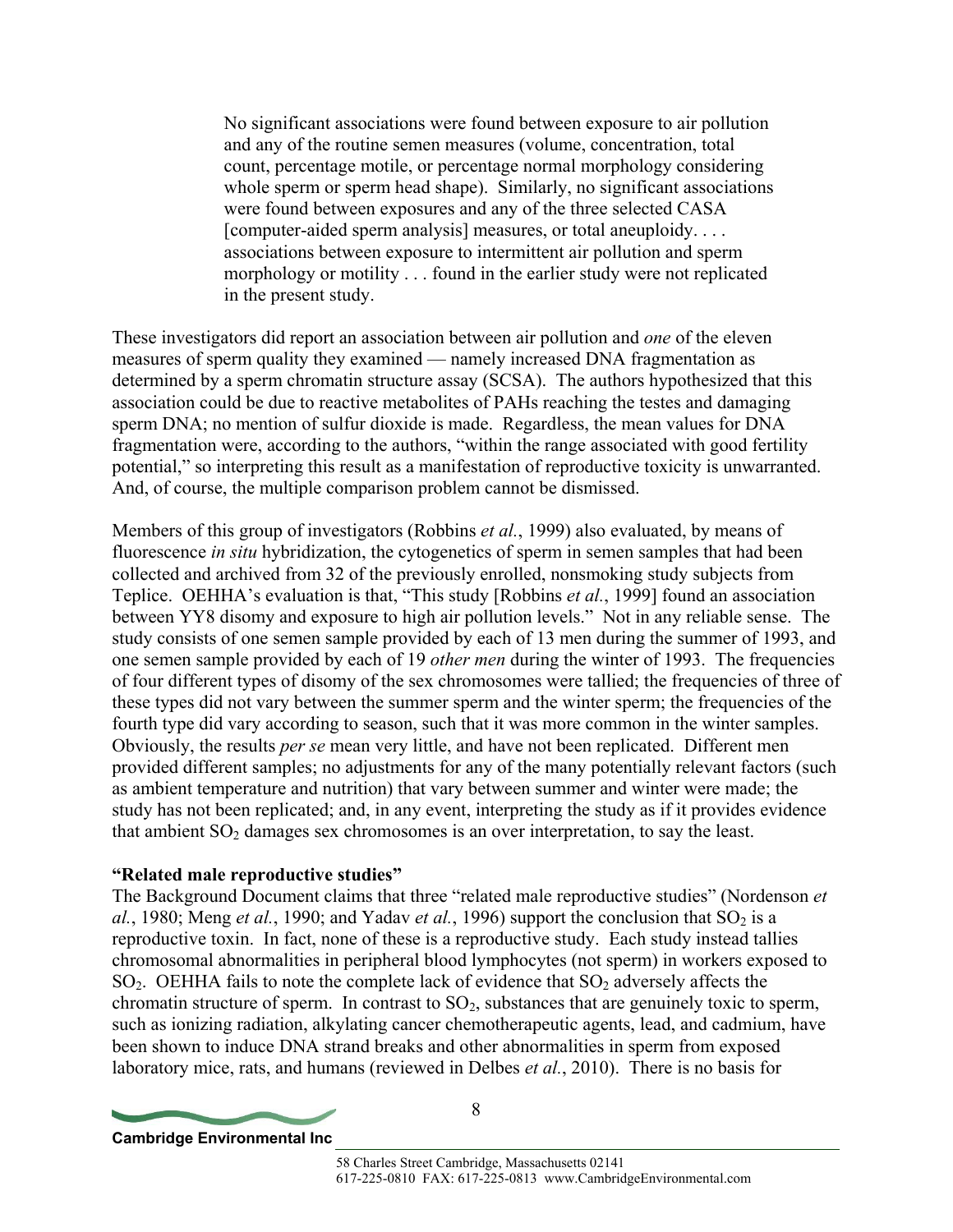> No significant associations were found between exposure to air pollution and any of the routine semen measures (volume, concentration, total count, percentage motile, or percentage normal morphology considering whole sperm or sperm head shape). Similarly, no significant associations were found between exposures and any of the three selected CASA [computer-aided sperm analysis] measures, or total aneuploidy. . . . associations between exposure to intermittent air pollution and sperm morphology or motility . . . found in the earlier study were not replicated in the present study.

These investigators did report an association between air pollution and *one* of the eleven measures of sperm quality they examined — namely increased DNA fragmentation as determined by a sperm chromatin structure assay (SCSA). The authors hypothesized that this association could be due to reactive metabolites of PAHs reaching the testes and damaging sperm DNA; no mention of sulfur dioxide is made. Regardless, the mean values for DNA fragmentation were, according to the authors, "within the range associated with good fertility potential," so interpreting this result as a manifestation of reproductive toxicity is unwarranted. And, of course, the multiple comparison problem cannot be dismissed.

Members of this group of investigators (Robbins *et al.*, 1999) also evaluated, by means of fluorescence *in situ* hybridization, the cytogenetics of sperm in semen samples that had been collected and archived from 32 of the previously enrolled, nonsmoking study subjects from Teplice. OEHHA's evaluation is that, "This study [Robbins *et al.*, 1999] found an association between YY8 disomy and exposure to high air pollution levels." Not in any reliable sense. The study consists of one semen sample provided by each of 13 men during the summer of 1993, and one semen sample provided by each of 19 *other men* during the winter of 1993. The frequencies of four different types of disomy of the sex chromosomes were tallied; the frequencies of three of these types did not vary between the summer sperm and the winter sperm; the frequencies of the fourth type did vary according to season, such that it was more common in the winter samples. Obviously, the results *per se* mean very little, and have not been replicated. Different men provided different samples; no adjustments for any of the many potentially relevant factors (such as ambient temperature and nutrition) that vary between summer and winter were made; the study has not been replicated; and, in any event, interpreting the study as if it provides evidence that ambient $SO_2$ damages sex chromosomes is an over interpretation, to say the least.

**"Related male reproductive studies"**

The Background Document claims that three "related male reproductive studies" (Nordenson *et al.*, 1980; Meng *et al.*, 1990; and Yadav *et al.*, 1996) support the conclusion that $SO_2$ is a reproductive toxin. In fact, none of these is a reproductive study. Each study instead tallies chromosomal abnormalities in peripheral blood lymphocytes (not sperm) in workers exposed to $SO_2$. OEHHA fails to note the complete lack of evidence that $SO_2$ adversely affects the chromatin structure of sperm. In contrast to $SO_2$, substances that are genuinely toxic to sperm, such as ionizing radiation, alkylating cancer chemotherapeutic agents, lead, and cadmium, have been shown to induce DNA strand breaks and other abnormalities in sperm from exposed laboratory mice, rats, and humans (reviewed in Delbes *et al.*, 2010). There is no basis for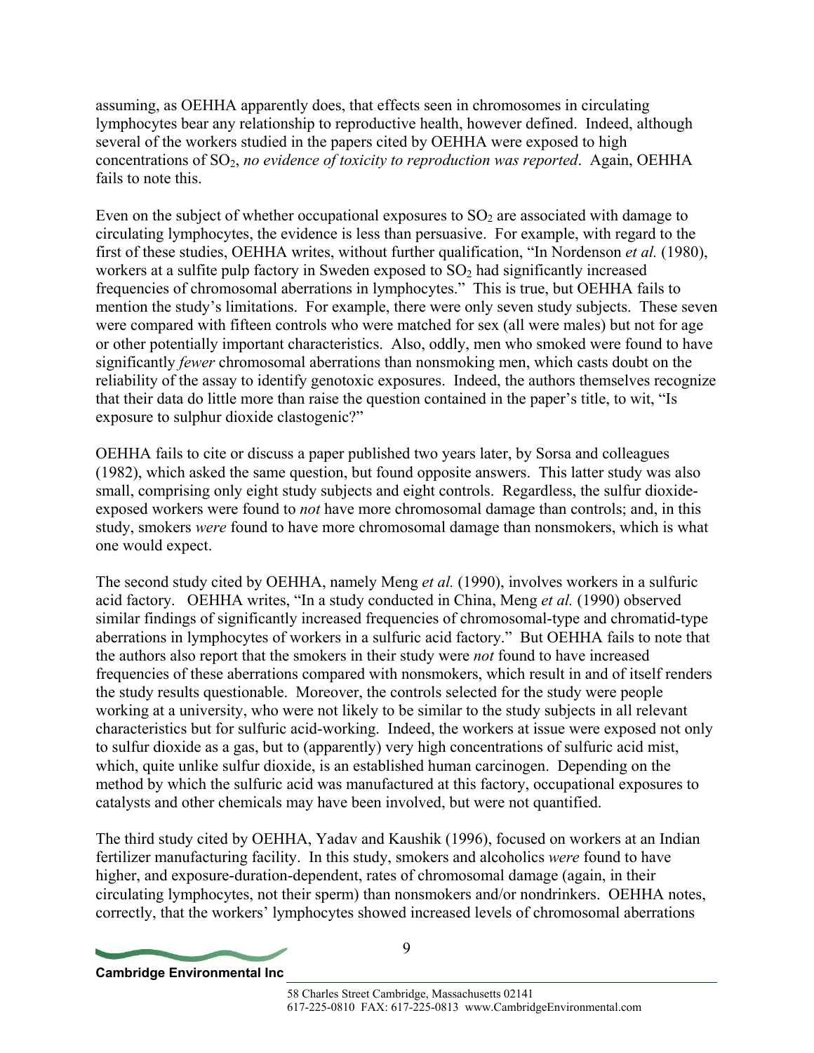assuming, as OEHHA apparently does, that effects seen in chromosomes in circulating lymphocytes bear any relationship to reproductive health, however defined. Indeed, although several of the workers studied in the papers cited by OEHHA were exposed to high concentrations of $SO_2$, *no evidence of toxicity to reproduction was reported*. Again, OEHHA fails to note this.

Even on the subject of whether occupational exposures to $SO_2$ are associated with damage to circulating lymphocytes, the evidence is less than persuasive. For example, with regard to the first of these studies, OEHHA writes, without further qualification, "In Nordenson *et al.* (1980), workers at a sulfite pulp factory in Sweden exposed to $SO_2$ had significantly increased frequencies of chromosomal aberrations in lymphocytes." This is true, but OEHHA fails to mention the study's limitations. For example, there were only seven study subjects. These seven were compared with fifteen controls who were matched for sex (all were males) but not for age or other potentially important characteristics. Also, oddly, men who smoked were found to have significantly *fewer* chromosomal aberrations than nonsmoking men, which casts doubt on the reliability of the assay to identify genotoxic exposures. Indeed, the authors themselves recognize that their data do little more than raise the question contained in the paper's title, to wit, "Is exposure to sulphur dioxide clastogenic?"

OEHHA fails to cite or discuss a paper published two years later, by Sorsa and colleagues (1982), which asked the same question, but found opposite answers. This latter study was also small, comprising only eight study subjects and eight controls. Regardless, the sulfur dioxide-exposed workers were found to *not* have more chromosomal damage than controls; and, in this study, smokers *were* found to have more chromosomal damage than nonsmokers, which is what one would expect.

The second study cited by OEHHA, namely Meng *et al.* (1990), involves workers in a sulfuric acid factory. OEHHA writes, "In a study conducted in China, Meng *et al.* (1990) observed similar findings of significantly increased frequencies of chromosomal-type and chromatid-type aberrations in lymphocytes of workers in a sulfuric acid factory." But OEHHA fails to note that the authors also report that the smokers in their study were *not* found to have increased frequencies of these aberrations compared with nonsmokers, which result in and of itself renders the study results questionable. Moreover, the controls selected for the study were people working at a university, who were not likely to be similar to the study subjects in all relevant characteristics but for sulfuric acid-working. Indeed, the workers at issue were exposed not only to sulfur dioxide as a gas, but to (apparently) very high concentrations of sulfuric acid mist, which, quite unlike sulfur dioxide, is an established human carcinogen. Depending on the method by which the sulfuric acid was manufactured at this factory, occupational exposures to catalysts and other chemicals may have been involved, but were not quantified.

The third study cited by OEHHA, Yadav and Kaushik (1996), focused on workers at an Indian fertilizer manufacturing facility. In this study, smokers and alcoholics *were* found to have higher, and exposure-duration-dependent, rates of chromosomal damage (again, in their circulating lymphocytes, not their sperm) than nonsmokers and/or nondrinkers. OEHHA notes, correctly, that the workers' lymphocytes showed increased levels of chromosomal aberrations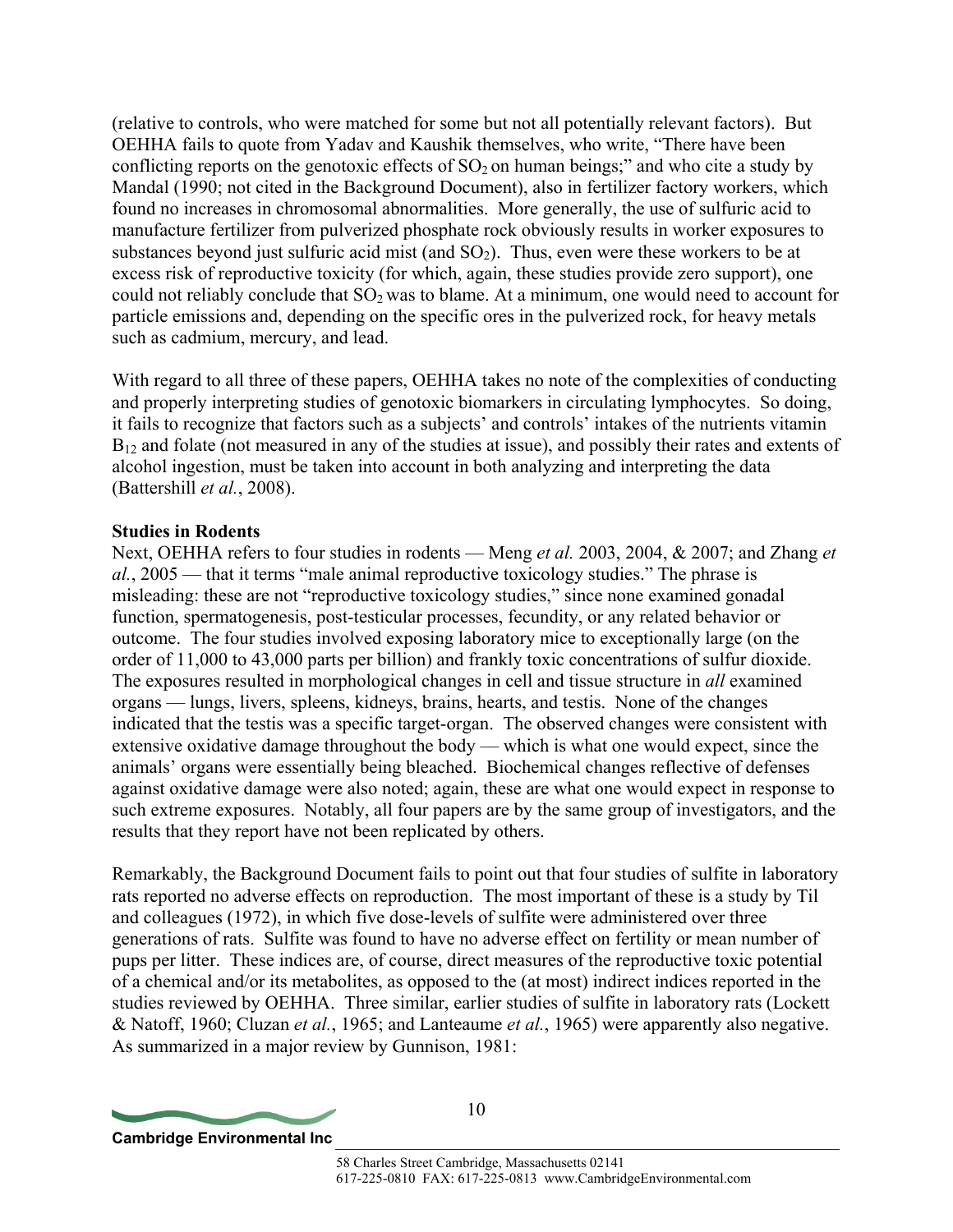(relative to controls, who were matched for some but not all potentially relevant factors). But OEHHA fails to quote from Yadav and Kaushik themselves, who write, "There have been conflicting reports on the genotoxic effects of $SO_2$ on human beings;" and who cite a study by Mandal (1990; not cited in the Background Document), also in fertilizer factory workers, which found no increases in chromosomal abnormalities. More generally, the use of sulfuric acid to manufacture fertilizer from pulverized phosphate rock obviously results in worker exposures to substances beyond just sulfuric acid mist (and $SO_2$). Thus, even were these workers to be at excess risk of reproductive toxicity (for which, again, these studies provide zero support), one could not reliably conclude that $SO_2$ was to blame. At a minimum, one would need to account for particle emissions and, depending on the specific ores in the pulverized rock, for heavy metals such as cadmium, mercury, and lead.

With regard to all three of these papers, OEHHA takes no note of the complexities of conducting and properly interpreting studies of genotoxic biomarkers in circulating lymphocytes. So doing, it fails to recognize that factors such as a subjects' and controls' intakes of the nutrients vitamin $B_{12}$ and folate (not measured in any of the studies at issue), and possibly their rates and extents of alcohol ingestion, must be taken into account in both analyzing and interpreting the data (Battershill *et al.*, 2008).

**Studies in Rodents**

Next, OEHHA refers to four studies in rodents — Meng *et al.* 2003, 2004, & 2007; and Zhang *et al.*, 2005 — that it terms "male animal reproductive toxicology studies." The phrase is misleading: these are not "reproductive toxicology studies," since none examined gonadal function, spermatogenesis, post-testicular processes, fecundity, or any related behavior or outcome. The four studies involved exposing laboratory mice to exceptionally large (on the order of 11,000 to 43,000 parts per billion) and frankly toxic concentrations of sulfur dioxide. The exposures resulted in morphological changes in cell and tissue structure in *all* examined organs — lungs, livers, spleens, kidneys, brains, hearts, and testis. None of the changes indicated that the testis was a specific target-organ. The observed changes were consistent with extensive oxidative damage throughout the body — which is what one would expect, since the animals' organs were essentially being bleached. Biochemical changes reflective of defenses against oxidative damage were also noted; again, these are what one would expect in response to such extreme exposures. Notably, all four papers are by the same group of investigators, and the results that they report have not been replicated by others.

Remarkably, the Background Document fails to point out that four studies of sulfite in laboratory rats reported no adverse effects on reproduction. The most important of these is a study by Til and colleagues (1972), in which five dose-levels of sulfite were administered over three generations of rats. Sulfite was found to have no adverse effect on fertility or mean number of pups per litter. These indices are, of course, direct measures of the reproductive toxic potential of a chemical and/or its metabolites, as opposed to the (at most) indirect indices reported in the studies reviewed by OEHHA. Three similar, earlier studies of sulfite in laboratory rats (Lockett & Natoff, 1960; Cluzan *et al.*, 1965; and Lanteaume *et al.*, 1965) were apparently also negative. As summarized in a major review by Gunnison, 1981: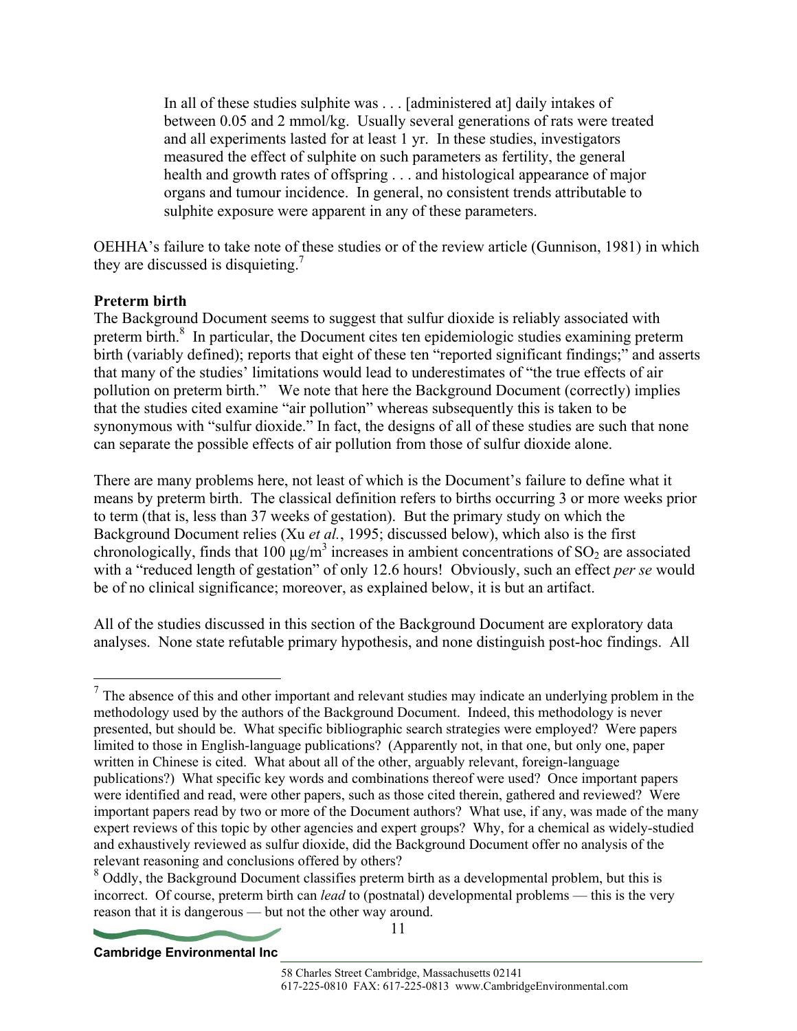> In all of these studies sulphite was . . . [administered at] daily intakes of between 0.05 and 2 mmol/kg. Usually several generations of rats were treated and all experiments lasted for at least 1 yr. In these studies, investigators measured the effect of sulphite on such parameters as fertility, the general health and growth rates of offspring . . . and histological appearance of major organs and tumour incidence. In general, no consistent trends attributable to sulphite exposure were apparent in any of these parameters.

OEHHA's failure to take note of these studies or of the review article (Gunnison, 1981) in which they are discussed is disquieting.[7]

**Preterm birth**

The Background Document seems to suggest that sulfur dioxide is reliably associated with preterm birth.[8] In particular, the Document cites ten epidemiologic studies examining preterm birth (variably defined); reports that eight of these ten "reported significant findings;" and asserts that many of the studies' limitations would lead to underestimates of "the true effects of air pollution on preterm birth." We note that here the Background Document (correctly) implies that the studies cited examine "air pollution" whereas subsequently this is taken to be synonymous with "sulfur dioxide." In fact, the designs of all of these studies are such that none can separate the possible effects of air pollution from those of sulfur dioxide alone.

There are many problems here, not least of which is the Document's failure to define what it means by preterm birth. The classical definition refers to births occurring 3 or more weeks prior to term (that is, less than 37 weeks of gestation). But the primary study on which the Background Document relies (Xu *et al.*, 1995; discussed below), which also is the first chronologically, finds that 100 $\mu g/m^3$ increases in ambient concentrations of $SO_2$ are associated with a "reduced length of gestation" of only 12.6 hours! Obviously, such an effect *per se* would be of no clinical significance; moreover, as explained below, it is but an artifact.

All of the studies discussed in this section of the Background Document are exploratory data analyses. None state refutable primary hypothesis, and none distinguish post-hoc findings. All

---

[7] The absence of this and other important and relevant studies may indicate an underlying problem in the methodology used by the authors of the Background Document. Indeed, this methodology is never presented, but should be. What specific bibliographic search strategies were employed? Were papers limited to those in English-language publications? (Apparently not, in that one, but only one, paper written in Chinese is cited. What about all of the other, arguably relevant, foreign-language publications?) What specific key words and combinations thereof were used? Once important papers were identified and read, were other papers, such as those cited therein, gathered and reviewed? Were important papers read by two or more of the Document authors? What use, if any, was made of the many expert reviews of this topic by other agencies and expert groups? Why, for a chemical as widely-studied and exhaustively reviewed as sulfur dioxide, did the Background Document offer no analysis of the relevant reasoning and conclusions offered by others?

[8] Oddly, the Background Document classifies preterm birth as a developmental problem, but this is incorrect. Of course, preterm birth can *lead* to (postnatal) developmental problems — this is the very reason that it is dangerous — but not the other way around.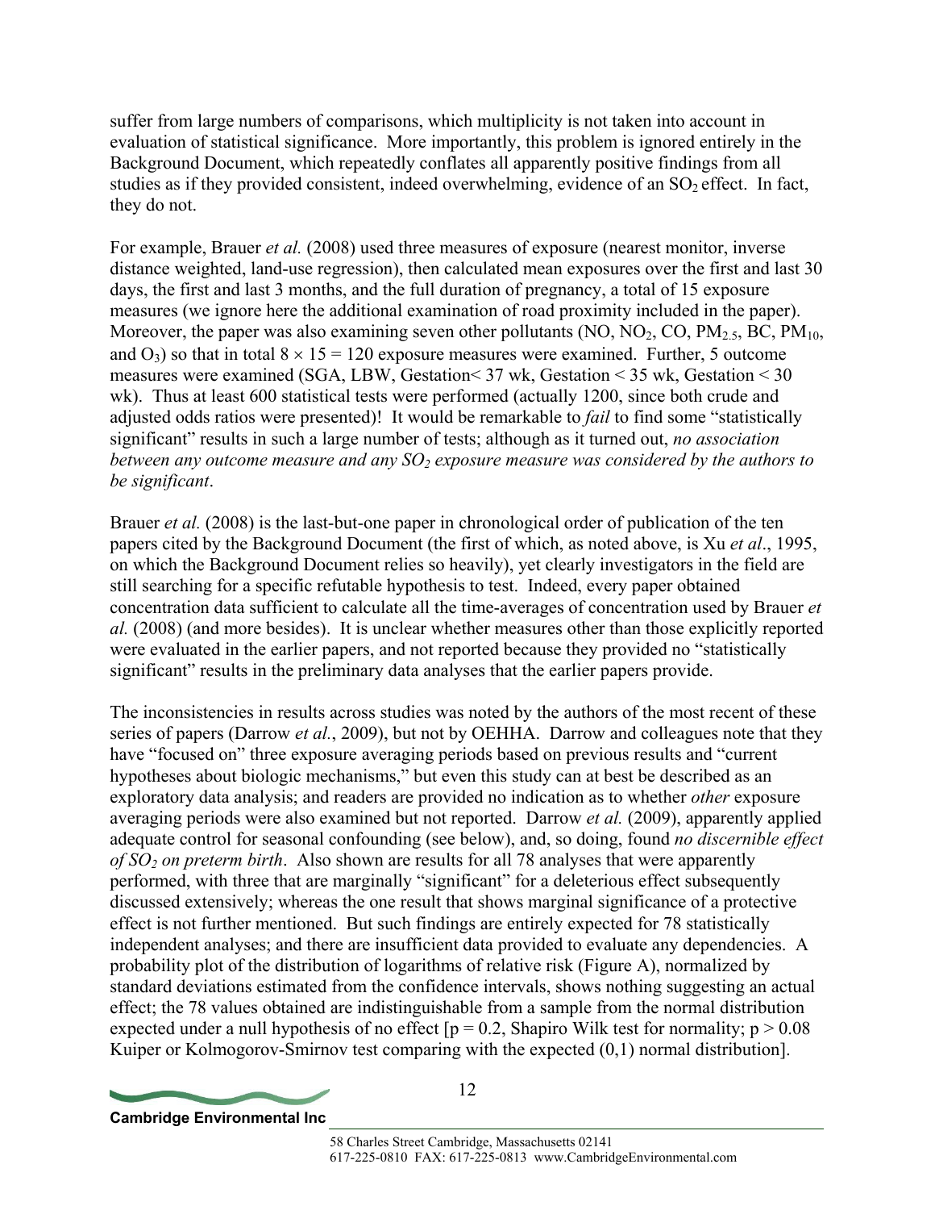suffer from large numbers of comparisons, which multiplicity is not taken into account in evaluation of statistical significance. More importantly, this problem is ignored entirely in the Background Document, which repeatedly conflates all apparently positive findings from all studies as if they provided consistent, indeed overwhelming, evidence of an $SO_2$ effect. In fact, they do not.

For example, Brauer *et al.* (2008) used three measures of exposure (nearest monitor, inverse distance weighted, land-use regression), then calculated mean exposures over the first and last 30 days, the first and last 3 months, and the full duration of pregnancy, a total of 15 exposure measures (we ignore here the additional examination of road proximity included in the paper). Moreover, the paper was also examining seven other pollutants (NO, $NO_2$, CO, $PM_{2.5}$, BC, $PM_{10}$, and $O_3$) so that in total $8 \times 15 = 120$ exposure measures were examined. Further, 5 outcome measures were examined (SGA, LBW, Gestation< 37 wk, Gestation < 35 wk, Gestation < 30 wk). Thus at least 600 statistical tests were performed (actually 1200, since both crude and adjusted odds ratios were presented)! It would be remarkable to *fail* to find some "statistically significant" results in such a large number of tests; although as it turned out, *no association between any outcome measure and any $SO_2$ exposure measure was considered by the authors to be significant*.

Brauer *et al.* (2008) is the last-but-one paper in chronological order of publication of the ten papers cited by the Background Document (the first of which, as noted above, is Xu *et al*., 1995, on which the Background Document relies so heavily), yet clearly investigators in the field are still searching for a specific refutable hypothesis to test. Indeed, every paper obtained concentration data sufficient to calculate all the time-averages of concentration used by Brauer *et al.* (2008) (and more besides). It is unclear whether measures other than those explicitly reported were evaluated in the earlier papers, and not reported because they provided no "statistically significant" results in the preliminary data analyses that the earlier papers provide.

The inconsistencies in results across studies was noted by the authors of the most recent of these series of papers (Darrow *et al.*, 2009), but not by OEHHA. Darrow and colleagues note that they have "focused on" three exposure averaging periods based on previous results and "current hypotheses about biologic mechanisms," but even this study can at best be described as an exploratory data analysis; and readers are provided no indication as to whether *other* exposure averaging periods were also examined but not reported. Darrow *et al.* (2009), apparently applied adequate control for seasonal confounding (see below), and, so doing, found *no discernible effect of $SO_2$ on preterm birth*. Also shown are results for all 78 analyses that were apparently performed, with three that are marginally "significant" for a deleterious effect subsequently discussed extensively; whereas the one result that shows marginal significance of a protective effect is not further mentioned. But such findings are entirely expected for 78 statistically independent analyses; and there are insufficient data provided to evaluate any dependencies. A probability plot of the distribution of logarithms of relative risk (Figure A), normalized by standard deviations estimated from the confidence intervals, shows nothing suggesting an actual effect; the 78 values obtained are indistinguishable from a sample from the normal distribution expected under a null hypothesis of no effect [$p = 0.2$, Shapiro Wilk test for normality; $p > 0.08$ Kuiper or Kolmogorov-Smirnov test comparing with the expected (0,1) normal distribution].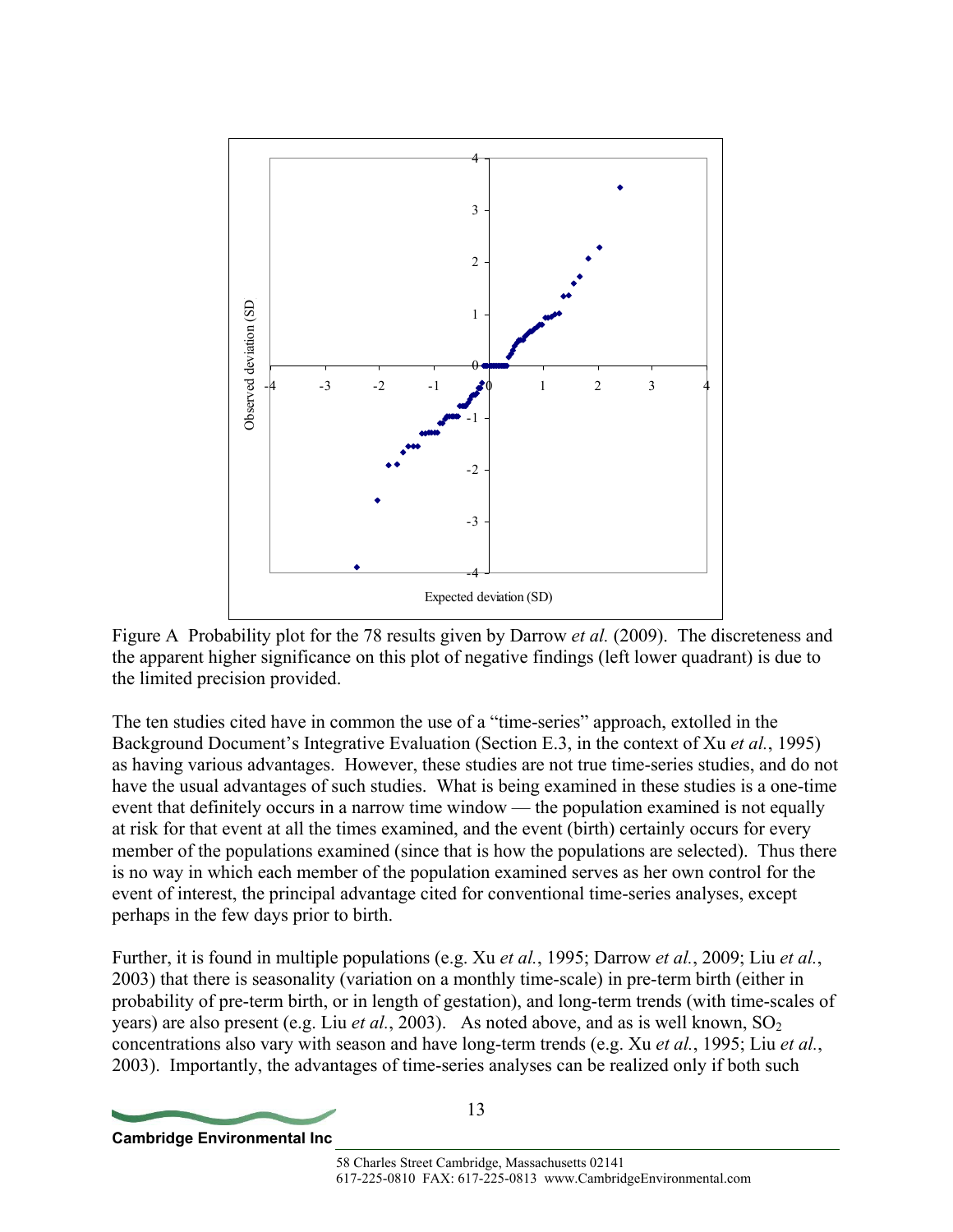Figure A Probability plot for the 78 results given by Darrow *et al.* (2009). The discreteness and the apparent higher significance on this plot of negative findings (left lower quadrant) is due to the limited precision provided.

The ten studies cited have in common the use of a "time-series" approach, extolled in the Background Document's Integrative Evaluation (Section E.3, in the context of Xu *et al.*, 1995) as having various advantages. However, these studies are not true time-series studies, and do not have the usual advantages of such studies. What is being examined in these studies is a one-time event that definitely occurs in a narrow time window — the population examined is not equally at risk for that event at all the times examined, and the event (birth) certainly occurs for every member of the populations examined (since that is how the populations are selected). Thus there is no way in which each member of the population examined serves as her own control for the event of interest, the principal advantage cited for conventional time-series analyses, except perhaps in the few days prior to birth.

Further, it is found in multiple populations (e.g. Xu *et al.*, 1995; Darrow *et al.*, 2009; Liu *et al.*, 2003) that there is seasonality (variation on a monthly time-scale) in pre-term birth (either in probability of pre-term birth, or in length of gestation), and long-term trends (with time-scales of years) are also present (e.g. Liu *et al.*, 2003). As noted above, and as is well known, $SO_2$ concentrations also vary with season and have long-term trends (e.g. Xu *et al.*, 1995; Liu *et al.*, 2003). Importantly, the advantages of time-series analyses can be realized only if both such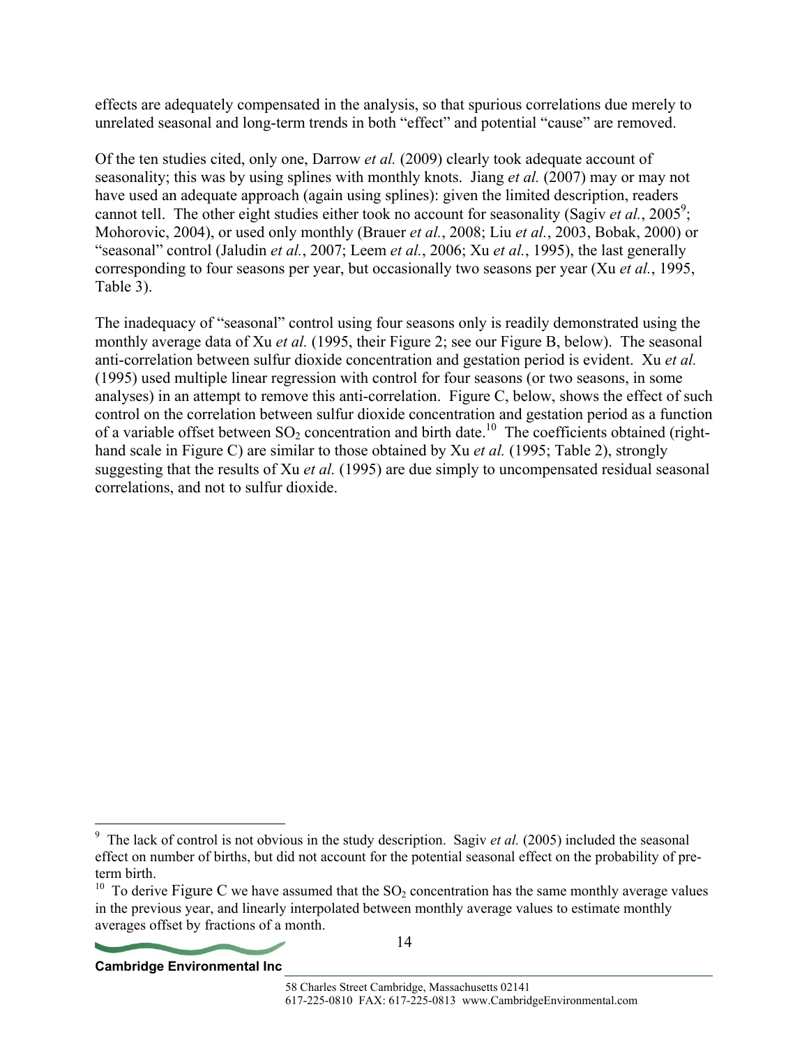effects are adequately compensated in the analysis, so that spurious correlations due merely to unrelated seasonal and long-term trends in both "effect" and potential "cause" are removed.

Of the ten studies cited, only one, Darrow *et al.* (2009) clearly took adequate account of seasonality; this was by using splines with monthly knots. Jiang *et al.* (2007) may or may not have used an adequate approach (again using splines): given the limited description, readers cannot tell. The other eight studies either took no account for seasonality (Sagiv *et al.*, 2005[9]; Mohorovic, 2004), or used only monthly (Brauer *et al.*, 2008; Liu *et al.*, 2003, Bobak, 2000) or "seasonal" control (Jaludin *et al.*, 2007; Leem *et al.*, 2006; Xu *et al.*, 1995), the last generally corresponding to four seasons per year, but occasionally two seasons per year (Xu *et al.*, 1995, Table 3).

The inadequacy of "seasonal" control using four seasons only is readily demonstrated using the monthly average data of Xu *et al.* (1995, their Figure 2; see our Figure B, below). The seasonal anti-correlation between sulfur dioxide concentration and gestation period is evident. Xu *et al.* (1995) used multiple linear regression with control for four seasons (or two seasons, in some analyses) in an attempt to remove this anti-correlation. Figure C, below, shows the effect of such control on the correlation between sulfur dioxide concentration and gestation period as a function of a variable offset between $SO_2$ concentration and birth date.[10] The coefficients obtained (right-hand scale in Figure C) are similar to those obtained by Xu *et al.* (1995; Table 2), strongly suggesting that the results of Xu *et al.* (1995) are due simply to uncompensated residual seasonal correlations, and not to sulfur dioxide.

---

[9] The lack of control is not obvious in the study description. Sagiv *et al.* (2005) included the seasonal effect on number of births, but did not account for the potential seasonal effect on the probability of pre-term birth.

[10] To derive Figure C we have assumed that the $SO_2$ concentration has the same monthly average values in the previous year, and linearly interpolated between monthly average values to estimate monthly averages offset by fractions of a month.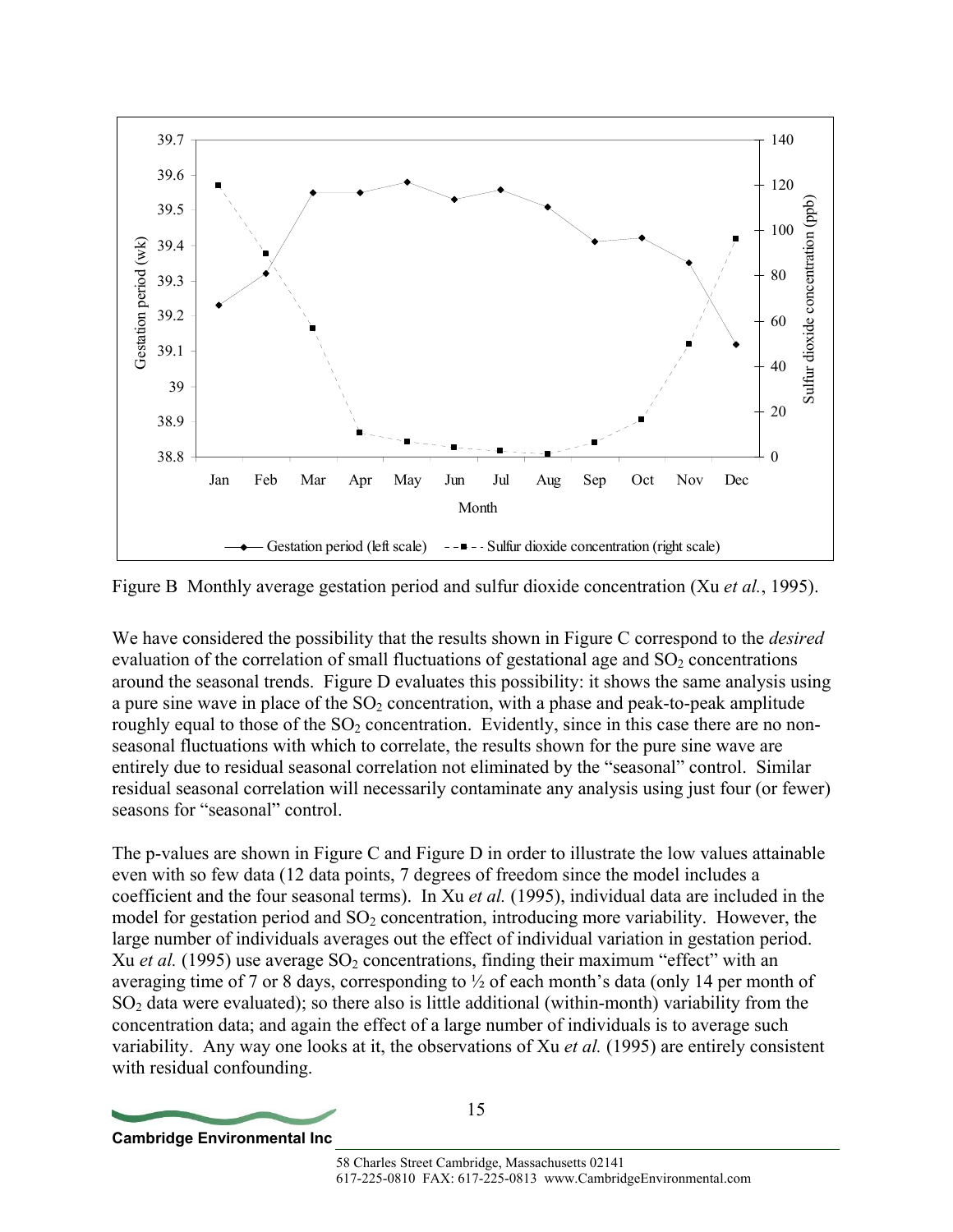Figure B Monthly average gestation period and sulfur dioxide concentration (Xu *et al.*, 1995).

We have considered the possibility that the results shown in Figure C correspond to the *desired* evaluation of the correlation of small fluctuations of gestational age and $SO_2$ concentrations around the seasonal trends. Figure D evaluates this possibility: it shows the same analysis using a pure sine wave in place of the $SO_2$ concentration, with a phase and peak-to-peak amplitude roughly equal to those of the $SO_2$ concentration. Evidently, since in this case there are no non-seasonal fluctuations with which to correlate, the results shown for the pure sine wave are entirely due to residual seasonal correlation not eliminated by the "seasonal" control. Similar residual seasonal correlation will necessarily contaminate any analysis using just four (or fewer) seasons for "seasonal" control.

The p-values are shown in Figure C and Figure D in order to illustrate the low values attainable even with so few data (12 data points, 7 degrees of freedom since the model includes a coefficient and the four seasonal terms). In Xu *et al.* (1995), individual data are included in the model for gestation period and $SO_2$ concentration, introducing more variability. However, the large number of individuals averages out the effect of individual variation in gestation period. Xu *et al.* (1995) use average $SO_2$ concentrations, finding their maximum "effect" with an averaging time of 7 or 8 days, corresponding to ½ of each month's data (only 14 per month of $SO_2$ data were evaluated); so there also is little additional (within-month) variability from the concentration data; and again the effect of a large number of individuals is to average such variability. Any way one looks at it, the observations of Xu *et al.* (1995) are entirely consistent with residual confounding.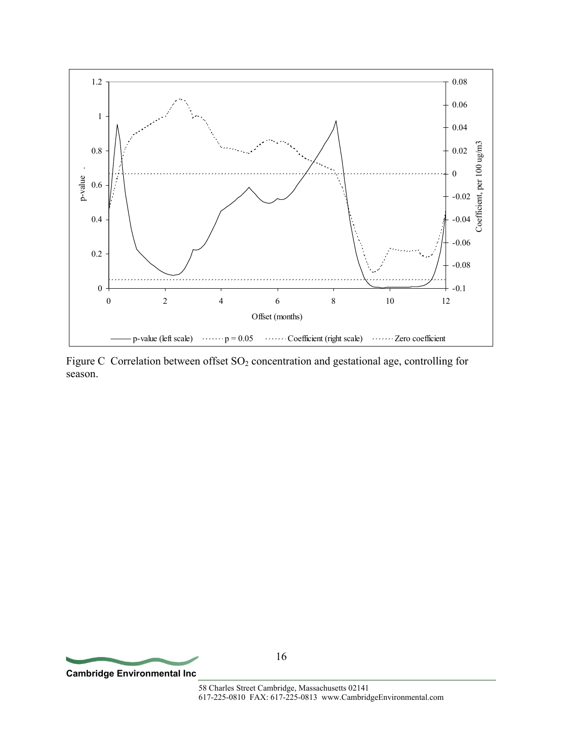Figure C  Correlation between offset $SO_2$ concentration and gestational age, controlling for season.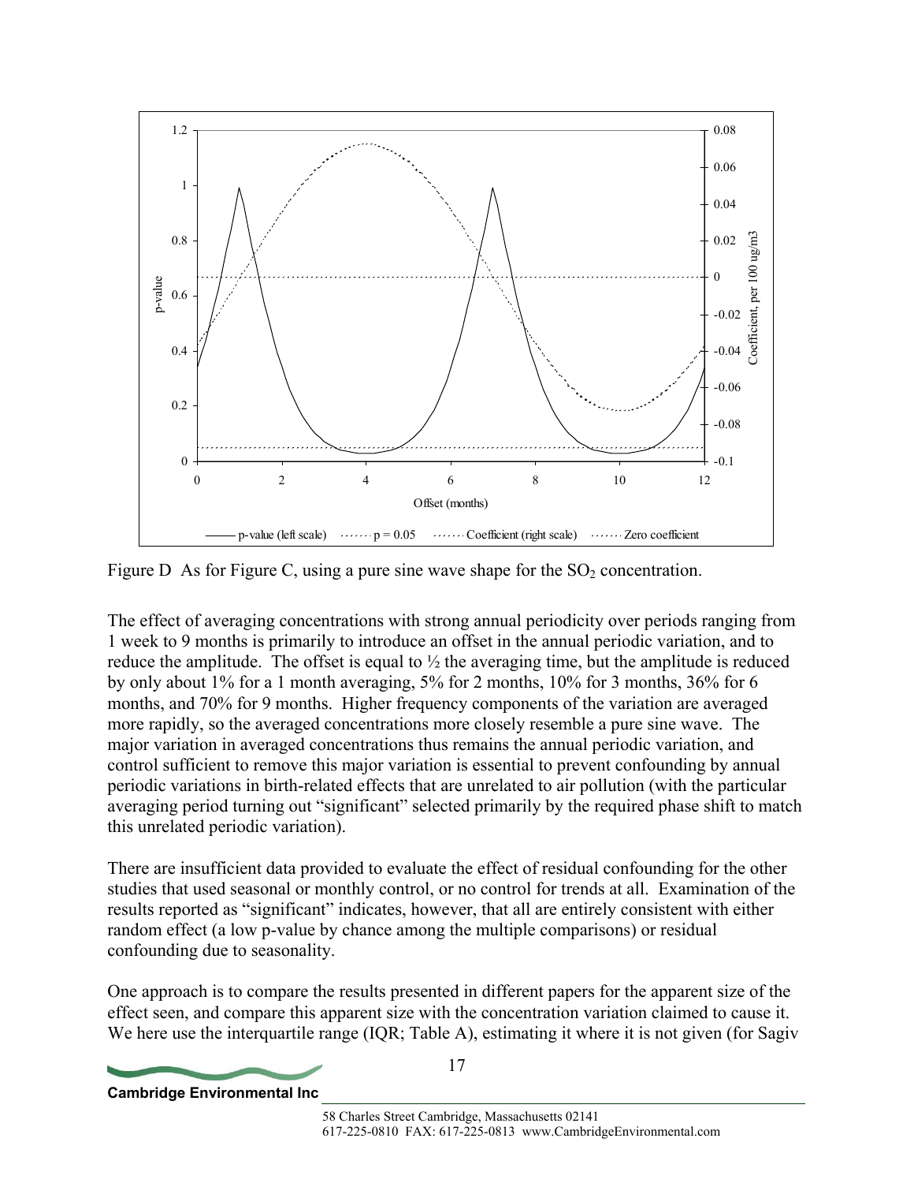Figure D As for Figure C, using a pure sine wave shape for the $SO_2$ concentration.

The effect of averaging concentrations with strong annual periodicity over periods ranging from 1 week to 9 months is primarily to introduce an offset in the annual periodic variation, and to reduce the amplitude. The offset is equal to ½ the averaging time, but the amplitude is reduced by only about 1% for a 1 month averaging, 5% for 2 months, 10% for 3 months, 36% for 6 months, and 70% for 9 months. Higher frequency components of the variation are averaged more rapidly, so the averaged concentrations more closely resemble a pure sine wave. The major variation in averaged concentrations thus remains the annual periodic variation, and control sufficient to remove this major variation is essential to prevent confounding by annual periodic variations in birth-related effects that are unrelated to air pollution (with the particular averaging period turning out "significant" selected primarily by the required phase shift to match this unrelated periodic variation).

There are insufficient data provided to evaluate the effect of residual confounding for the other studies that used seasonal or monthly control, or no control for trends at all. Examination of the results reported as "significant" indicates, however, that all are entirely consistent with either random effect (a low p-value by chance among the multiple comparisons) or residual confounding due to seasonality.

One approach is to compare the results presented in different papers for the apparent size of the effect seen, and compare this apparent size with the concentration variation claimed to cause it. We here use the interquartile range (IQR; Table A), estimating it where it is not given (for Sagiv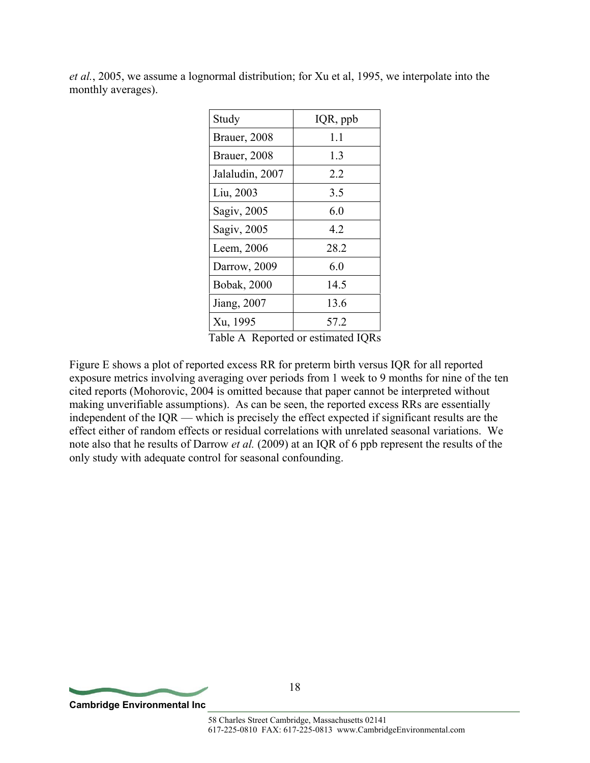*et al.*, 2005, we assume a lognormal distribution; for Xu et al, 1995, we interpolate into the monthly averages).

| Study | IQR, ppb |
|---|---|
| Brauer, 2008 | 1.1 |
| Brauer, 2008 | 1.3 |
| Jalaludin, 2007 | 2.2 |
| Liu, 2003 | 3.5 |
| Sagiv, 2005 | 6.0 |
| Sagiv, 2005 | 4.2 |
| Leem, 2006 | 28.2 |
| Darrow, 2009 | 6.0 |
| Bobak, 2000 | 14.5 |
| Jiang, 2007 | 13.6 |
| Xu, 1995 | 57.2 |

Table A Reported or estimated IQRs

Figure E shows a plot of reported excess RR for preterm birth versus IQR for all reported exposure metrics involving averaging over periods from 1 week to 9 months for nine of the ten cited reports (Mohorovic, 2004 is omitted because that paper cannot be interpreted without making unverifiable assumptions). As can be seen, the reported excess RRs are essentially independent of the IQR — which is precisely the effect expected if significant results are the effect either of random effects or residual correlations with unrelated seasonal variations. We note also that he results of Darrow *et al.* (2009) at an IQR of 6 ppb represent the results of the only study with adequate control for seasonal confounding.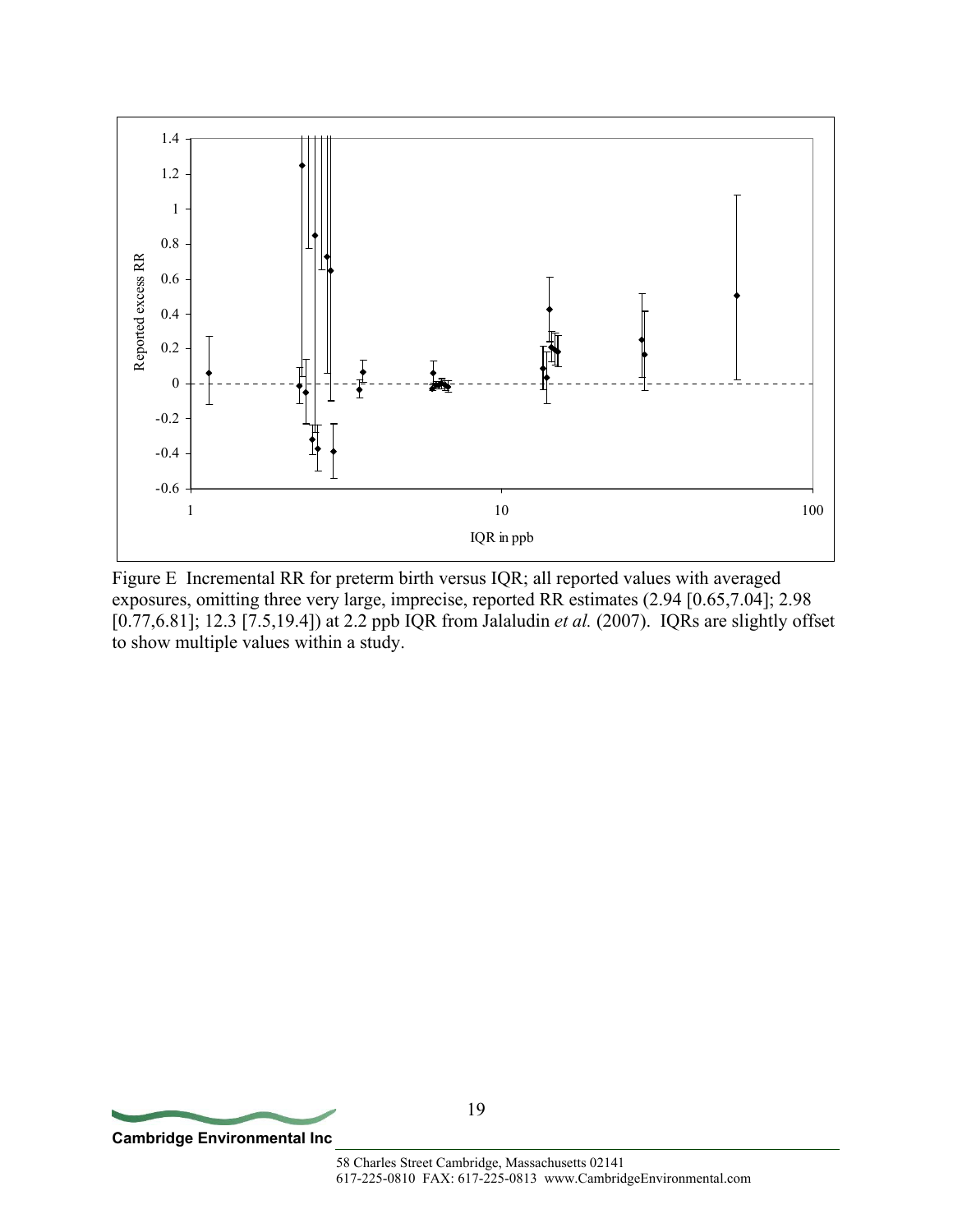Figure E Incremental RR for preterm birth versus IQR; all reported values with averaged exposures, omitting three very large, imprecise, reported RR estimates (2.94 [0.65,7.04]; 2.98 [0.77,6.81]; 12.3 [7.5,19.4]) at 2.2 ppb IQR from Jalaludin *et al.* (2007). IQRs are slightly offset to show multiple values within a study.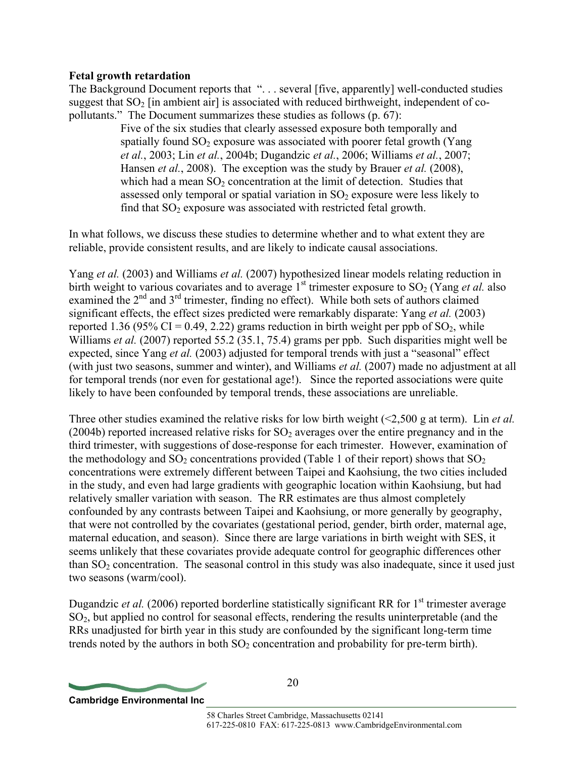**Fetal growth retardation**

The Background Document reports that ". . . several [five, apparently] well-conducted studies suggest that $SO_2$ [in ambient air] is associated with reduced birthweight, independent of co-pollutants." The Document summarizes these studies as follows (p. 67):

> Five of the six studies that clearly assessed exposure both temporally and spatially found $SO_2$ exposure was associated with poorer fetal growth (Yang *et al.*, 2003; Lin *et al.*, 2004b; Dugandzic *et al.*, 2006; Williams *et al.*, 2007; Hansen *et al.*, 2008). The exception was the study by Brauer *et al.* (2008), which had a mean $SO_2$ concentration at the limit of detection. Studies that assessed only temporal or spatial variation in $SO_2$ exposure were less likely to find that $SO_2$ exposure was associated with restricted fetal growth.

In what follows, we discuss these studies to determine whether and to what extent they are reliable, provide consistent results, and are likely to indicate causal associations.

Yang *et al.* (2003) and Williams *et al.* (2007) hypothesized linear models relating reduction in birth weight to various covariates and to average 1st trimester exposure to $SO_2$ (Yang *et al.* also examined the 2nd and 3rd trimester, finding no effect). While both sets of authors claimed significant effects, the effect sizes predicted were remarkably disparate: Yang *et al.* (2003) reported 1.36 (95% CI = 0.49, 2.22) grams reduction in birth weight per ppb of $SO_2$, while Williams *et al.* (2007) reported 55.2 (35.1, 75.4) grams per ppb. Such disparities might well be expected, since Yang *et al.* (2003) adjusted for temporal trends with just a "seasonal" effect (with just two seasons, summer and winter), and Williams *et al.* (2007) made no adjustment at all for temporal trends (nor even for gestational age!). Since the reported associations were quite likely to have been confounded by temporal trends, these associations are unreliable.

Three other studies examined the relative risks for low birth weight (<2,500 g at term). Lin *et al.* (2004b) reported increased relative risks for $SO_2$ averages over the entire pregnancy and in the third trimester, with suggestions of dose-response for each trimester. However, examination of the methodology and $SO_2$ concentrations provided (Table 1 of their report) shows that $SO_2$ concentrations were extremely different between Taipei and Kaohsiung, the two cities included in the study, and even had large gradients with geographic location within Kaohsiung, but had relatively smaller variation with season. The RR estimates are thus almost completely confounded by any contrasts between Taipei and Kaohsiung, or more generally by geography, that were not controlled by the covariates (gestational period, gender, birth order, maternal age, maternal education, and season). Since there are large variations in birth weight with SES, it seems unlikely that these covariates provide adequate control for geographic differences other than $SO_2$ concentration. The seasonal control in this study was also inadequate, since it used just two seasons (warm/cool).

Dugandzic *et al.* (2006) reported borderline statistically significant RR for 1st trimester average $SO_2$, but applied no control for seasonal effects, rendering the results uninterpretable (and the RRs unadjusted for birth year in this study are confounded by the significant long-term time trends noted by the authors in both $SO_2$ concentration and probability for pre-term birth).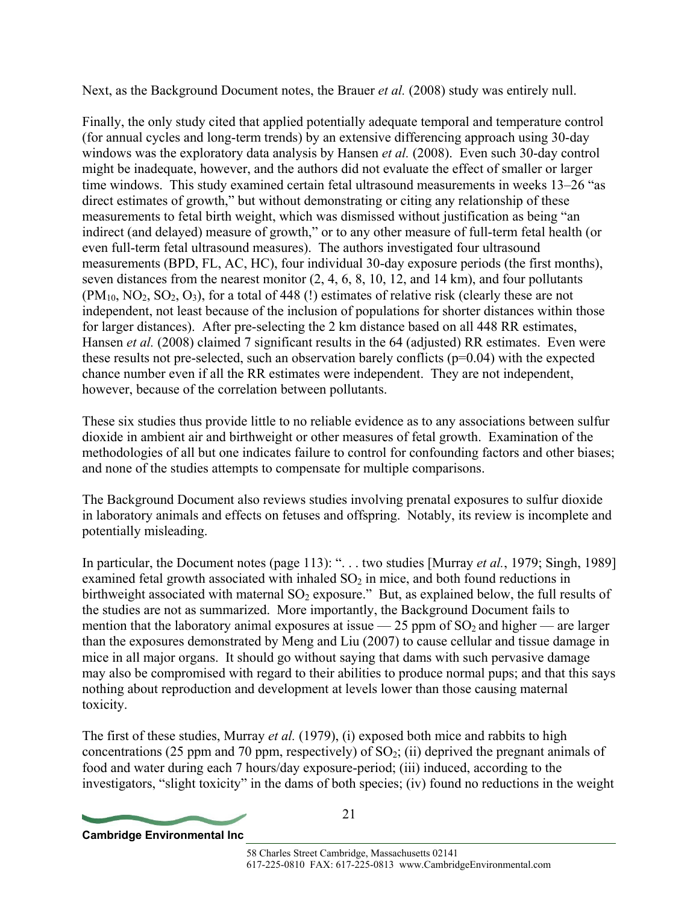Next, as the Background Document notes, the Brauer *et al.* (2008) study was entirely null.

Finally, the only study cited that applied potentially adequate temporal and temperature control (for annual cycles and long-term trends) by an extensive differencing approach using 30-day windows was the exploratory data analysis by Hansen *et al.* (2008). Even such 30-day control might be inadequate, however, and the authors did not evaluate the effect of smaller or larger time windows. This study examined certain fetal ultrasound measurements in weeks 13–26 "as direct estimates of growth," but without demonstrating or citing any relationship of these measurements to fetal birth weight, which was dismissed without justification as being "an indirect (and delayed) measure of growth," or to any other measure of full-term fetal health (or even full-term fetal ultrasound measures). The authors investigated four ultrasound measurements (BPD, FL, AC, HC), four individual 30-day exposure periods (the first months), seven distances from the nearest monitor (2, 4, 6, 8, 10, 12, and 14 km), and four pollutants ($PM_{10}$, $NO_2$, $SO_2$, $O_3$), for a total of 448 (!) estimates of relative risk (clearly these are not independent, not least because of the inclusion of populations for shorter distances within those for larger distances). After pre-selecting the 2 km distance based on all 448 RR estimates, Hansen *et al.* (2008) claimed 7 significant results in the 64 (adjusted) RR estimates. Even were these results not pre-selected, such an observation barely conflicts ($p=0.04$) with the expected chance number even if all the RR estimates were independent. They are not independent, however, because of the correlation between pollutants.

These six studies thus provide little to no reliable evidence as to any associations between sulfur dioxide in ambient air and birthweight or other measures of fetal growth. Examination of the methodologies of all but one indicates failure to control for confounding factors and other biases; and none of the studies attempts to compensate for multiple comparisons.

The Background Document also reviews studies involving prenatal exposures to sulfur dioxide in laboratory animals and effects on fetuses and offspring. Notably, its review is incomplete and potentially misleading.

In particular, the Document notes (page 113): ". . . two studies [Murray *et al.*, 1979; Singh, 1989] examined fetal growth associated with inhaled $SO_2$ in mice, and both found reductions in birthweight associated with maternal $SO_2$ exposure." But, as explained below, the full results of the studies are not as summarized. More importantly, the Background Document fails to mention that the laboratory animal exposures at issue — 25 ppm of $SO_2$ and higher — are larger than the exposures demonstrated by Meng and Liu (2007) to cause cellular and tissue damage in mice in all major organs. It should go without saying that dams with such pervasive damage may also be compromised with regard to their abilities to produce normal pups; and that this says nothing about reproduction and development at levels lower than those causing maternal toxicity.

The first of these studies, Murray *et al.* (1979), (i) exposed both mice and rabbits to high concentrations (25 ppm and 70 ppm, respectively) of $SO_2$; (ii) deprived the pregnant animals of food and water during each 7 hours/day exposure-period; (iii) induced, according to the investigators, "slight toxicity" in the dams of both species; (iv) found no reductions in the weight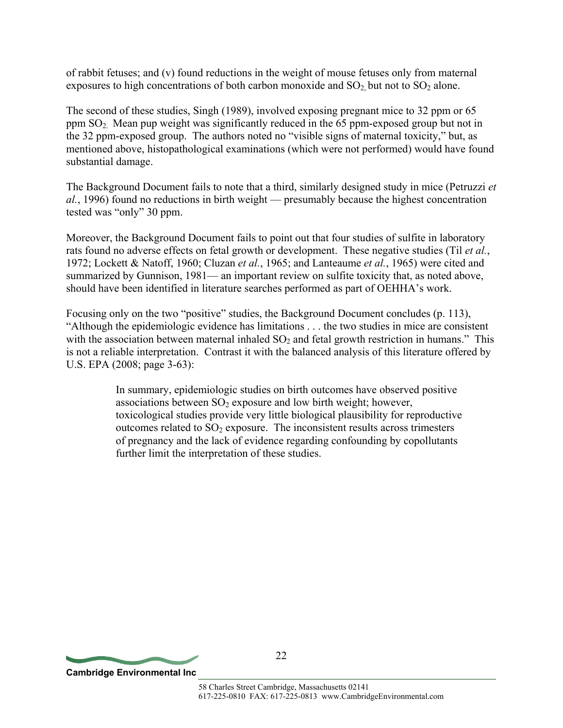of rabbit fetuses; and (v) found reductions in the weight of mouse fetuses only from maternal exposures to high concentrations of both carbon monoxide and $SO_2$, but not to $SO_2$ alone.

The second of these studies, Singh (1989), involved exposing pregnant mice to 32 ppm or 65 ppm $SO_2$. Mean pup weight was significantly reduced in the 65 ppm-exposed group but not in the 32 ppm-exposed group. The authors noted no "visible signs of maternal toxicity," but, as mentioned above, histopathological examinations (which were not performed) would have found substantial damage.

The Background Document fails to note that a third, similarly designed study in mice (Petruzzi *et al.*, 1996) found no reductions in birth weight — presumably because the highest concentration tested was "only" 30 ppm.

Moreover, the Background Document fails to point out that four studies of sulfite in laboratory rats found no adverse effects on fetal growth or development. These negative studies (Til *et al.*, 1972; Lockett & Natoff, 1960; Cluzan *et al.*, 1965; and Lanteaume *et al.*, 1965) were cited and summarized by Gunnison, 1981— an important review on sulfite toxicity that, as noted above, should have been identified in literature searches performed as part of OEHHA's work.

Focusing only on the two "positive" studies, the Background Document concludes (p. 113), "Although the epidemiologic evidence has limitations . . . the two studies in mice are consistent with the association between maternal inhaled $SO_2$ and fetal growth restriction in humans." This is not a reliable interpretation. Contrast it with the balanced analysis of this literature offered by U.S. EPA (2008; page 3-63):

> In summary, epidemiologic studies on birth outcomes have observed positive associations between $SO_2$ exposure and low birth weight; however, toxicological studies provide very little biological plausibility for reproductive outcomes related to $SO_2$ exposure. The inconsistent results across trimesters of pregnancy and the lack of evidence regarding confounding by copollutants further limit the interpretation of these studies.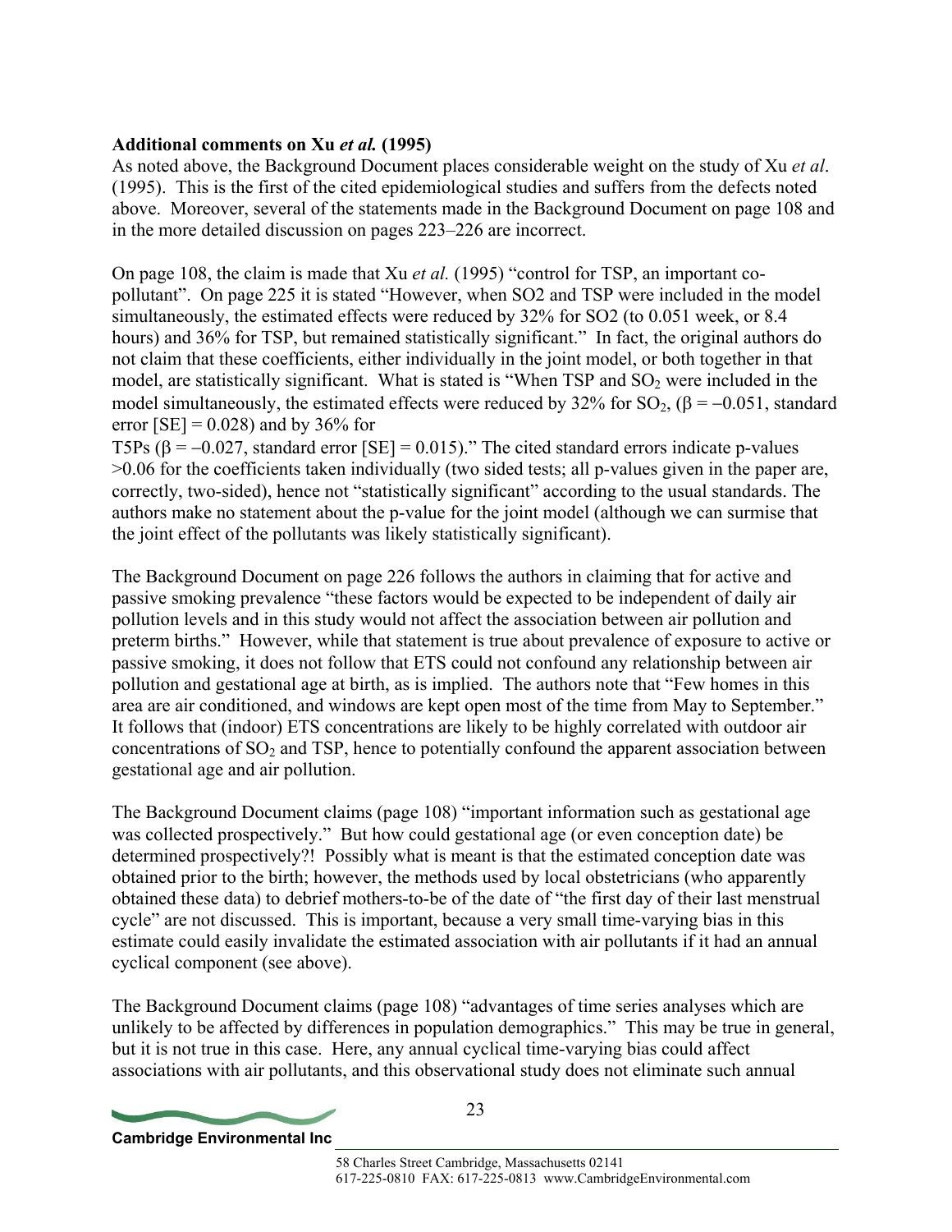**Additional comments on Xu *et al.* (1995)**

As noted above, the Background Document places considerable weight on the study of Xu *et al*. (1995). This is the first of the cited epidemiological studies and suffers from the defects noted above. Moreover, several of the statements made in the Background Document on page 108 and in the more detailed discussion on pages 223–226 are incorrect.

On page 108, the claim is made that Xu *et al.* (1995) "control for TSP, an important co-pollutant". On page 225 it is stated "However, when SO2 and TSP were included in the model simultaneously, the estimated effects were reduced by 32% for SO2 (to 0.051 week, or 8.4 hours) and 36% for TSP, but remained statistically significant." In fact, the original authors do not claim that these coefficients, either individually in the joint model, or both together in that model, are statistically significant. What is stated is "When TSP and $SO_2$ were included in the model simultaneously, the estimated effects were reduced by 32% for $SO_2$, ($\beta = -0.051$, standard error [SE] = 0.028) and by 36% for

T5Ps ($\beta = -0.027$, standard error [SE] = 0.015)." The cited standard errors indicate p-values >0.06 for the coefficients taken individually (two sided tests; all p-values given in the paper are, correctly, two-sided), hence not "statistically significant" according to the usual standards. The authors make no statement about the p-value for the joint model (although we can surmise that the joint effect of the pollutants was likely statistically significant).

The Background Document on page 226 follows the authors in claiming that for active and passive smoking prevalence "these factors would be expected to be independent of daily air pollution levels and in this study would not affect the association between air pollution and preterm births." However, while that statement is true about prevalence of exposure to active or passive smoking, it does not follow that ETS could not confound any relationship between air pollution and gestational age at birth, as is implied. The authors note that "Few homes in this area are air conditioned, and windows are kept open most of the time from May to September." It follows that (indoor) ETS concentrations are likely to be highly correlated with outdoor air concentrations of $SO_2$ and TSP, hence to potentially confound the apparent association between gestational age and air pollution.

The Background Document claims (page 108) "important information such as gestational age was collected prospectively." But how could gestational age (or even conception date) be determined prospectively?! Possibly what is meant is that the estimated conception date was obtained prior to the birth; however, the methods used by local obstetricians (who apparently obtained these data) to debrief mothers-to-be of the date of "the first day of their last menstrual cycle" are not discussed. This is important, because a very small time-varying bias in this estimate could easily invalidate the estimated association with air pollutants if it had an annual cyclical component (see above).

The Background Document claims (page 108) "advantages of time series analyses which are unlikely to be affected by differences in population demographics." This may be true in general, but it is not true in this case. Here, any annual cyclical time-varying bias could affect associations with air pollutants, and this observational study does not eliminate such annual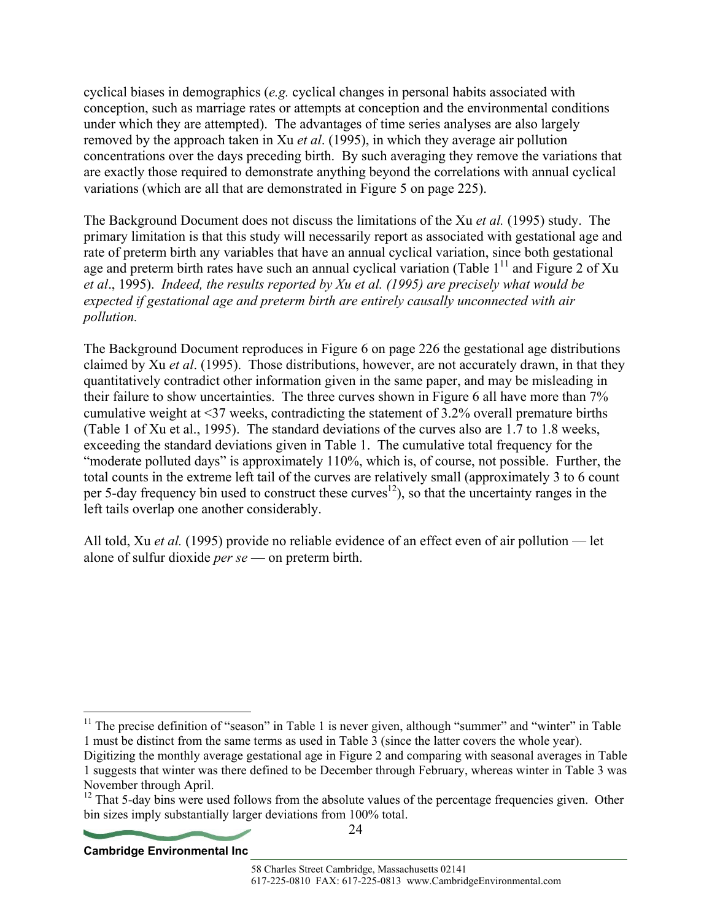cyclical biases in demographics (*e.g.* cyclical changes in personal habits associated with conception, such as marriage rates or attempts at conception and the environmental conditions under which they are attempted). The advantages of time series analyses are also largely removed by the approach taken in Xu *et al*. (1995), in which they average air pollution concentrations over the days preceding birth. By such averaging they remove the variations that are exactly those required to demonstrate anything beyond the correlations with annual cyclical variations (which are all that are demonstrated in Figure 5 on page 225).

The Background Document does not discuss the limitations of the Xu *et al.* (1995) study. The primary limitation is that this study will necessarily report as associated with gestational age and rate of preterm birth any variables that have an annual cyclical variation, since both gestational age and preterm birth rates have such an annual cyclical variation (Table 1[11] and Figure 2 of Xu *et al*., 1995). *Indeed, the results reported by Xu et al. (1995) are precisely what would be expected if gestational age and preterm birth are entirely causally unconnected with air pollution.*

The Background Document reproduces in Figure 6 on page 226 the gestational age distributions claimed by Xu *et al*. (1995). Those distributions, however, are not accurately drawn, in that they quantitatively contradict other information given in the same paper, and may be misleading in their failure to show uncertainties. The three curves shown in Figure 6 all have more than 7% cumulative weight at <37 weeks, contradicting the statement of 3.2% overall premature births (Table 1 of Xu et al., 1995). The standard deviations of the curves also are 1.7 to 1.8 weeks, exceeding the standard deviations given in Table 1. The cumulative total frequency for the "moderate polluted days" is approximately 110%, which is, of course, not possible. Further, the total counts in the extreme left tail of the curves are relatively small (approximately 3 to 6 count per 5-day frequency bin used to construct these curves[12]), so that the uncertainty ranges in the left tails overlap one another considerably.

All told, Xu *et al.* (1995) provide no reliable evidence of an effect even of air pollution — let alone of sulfur dioxide *per se* — on preterm birth.

---

[11] The precise definition of "season" in Table 1 is never given, although "summer" and "winter" in Table 1 must be distinct from the same terms as used in Table 3 (since the latter covers the whole year). Digitizing the monthly average gestational age in Figure 2 and comparing with seasonal averages in Table 1 suggests that winter was there defined to be December through February, whereas winter in Table 3 was November through April.

[12] That 5-day bins were used follows from the absolute values of the percentage frequencies given. Other bin sizes imply substantially larger deviations from 100% total.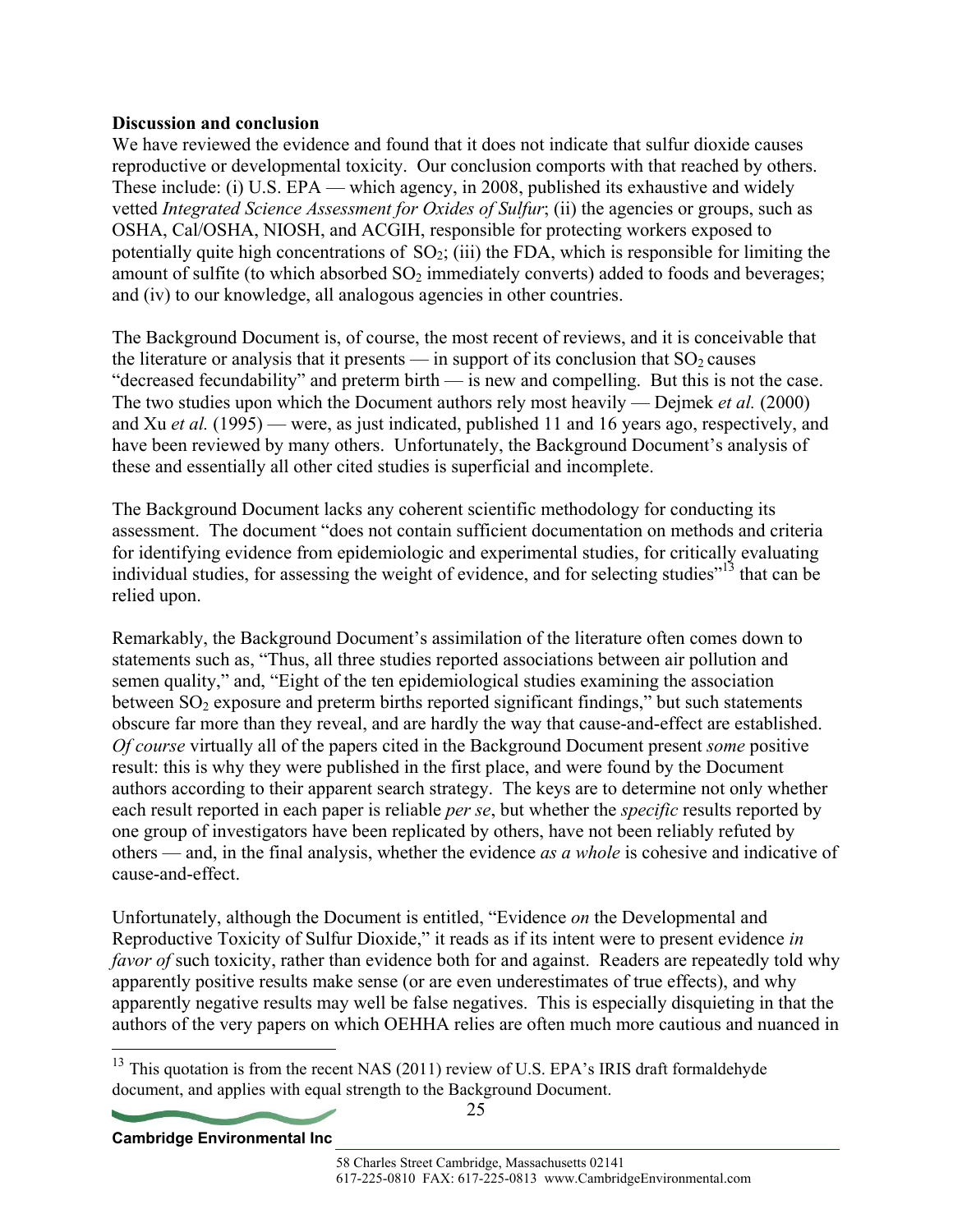**Discussion and conclusion**

We have reviewed the evidence and found that it does not indicate that sulfur dioxide causes reproductive or developmental toxicity. Our conclusion comports with that reached by others. These include: (i) U.S. EPA — which agency, in 2008, published its exhaustive and widely vetted *Integrated Science Assessment for Oxides of Sulfur*; (ii) the agencies or groups, such as OSHA, Cal/OSHA, NIOSH, and ACGIH, responsible for protecting workers exposed to potentially quite high concentrations of $SO_2$; (iii) the FDA, which is responsible for limiting the amount of sulfite (to which absorbed $SO_2$ immediately converts) added to foods and beverages; and (iv) to our knowledge, all analogous agencies in other countries.

The Background Document is, of course, the most recent of reviews, and it is conceivable that the literature or analysis that it presents — in support of its conclusion that $SO_2$ causes "decreased fecundability" and preterm birth — is new and compelling. But this is not the case. The two studies upon which the Document authors rely most heavily — Dejmek *et al.* (2000) and Xu *et al.* (1995) — were, as just indicated, published 11 and 16 years ago, respectively, and have been reviewed by many others. Unfortunately, the Background Document's analysis of these and essentially all other cited studies is superficial and incomplete.

The Background Document lacks any coherent scientific methodology for conducting its assessment. The document "does not contain sufficient documentation on methods and criteria for identifying evidence from epidemiologic and experimental studies, for critically evaluating individual studies, for assessing the weight of evidence, and for selecting studies"[13] that can be relied upon.

Remarkably, the Background Document's assimilation of the literature often comes down to statements such as, "Thus, all three studies reported associations between air pollution and semen quality," and, "Eight of the ten epidemiological studies examining the association between $SO_2$ exposure and preterm births reported significant findings," but such statements obscure far more than they reveal, and are hardly the way that cause-and-effect are established. *Of course* virtually all of the papers cited in the Background Document present *some* positive result: this is why they were published in the first place, and were found by the Document authors according to their apparent search strategy. The keys are to determine not only whether each result reported in each paper is reliable *per se*, but whether the *specific* results reported by one group of investigators have been replicated by others, have not been reliably refuted by others — and, in the final analysis, whether the evidence *as a whole* is cohesive and indicative of cause-and-effect.

Unfortunately, although the Document is entitled, "Evidence *on* the Developmental and Reproductive Toxicity of Sulfur Dioxide," it reads as if its intent were to present evidence *in favor of* such toxicity, rather than evidence both for and against. Readers are repeatedly told why apparently positive results make sense (or are even underestimates of true effects), and why apparently negative results may well be false negatives. This is especially disquieting in that the authors of the very papers on which OEHHA relies are often much more cautious and nuanced in

---

[13] This quotation is from the recent NAS (2011) review of U.S. EPA's IRIS draft formaldehyde document, and applies with equal strength to the Background Document.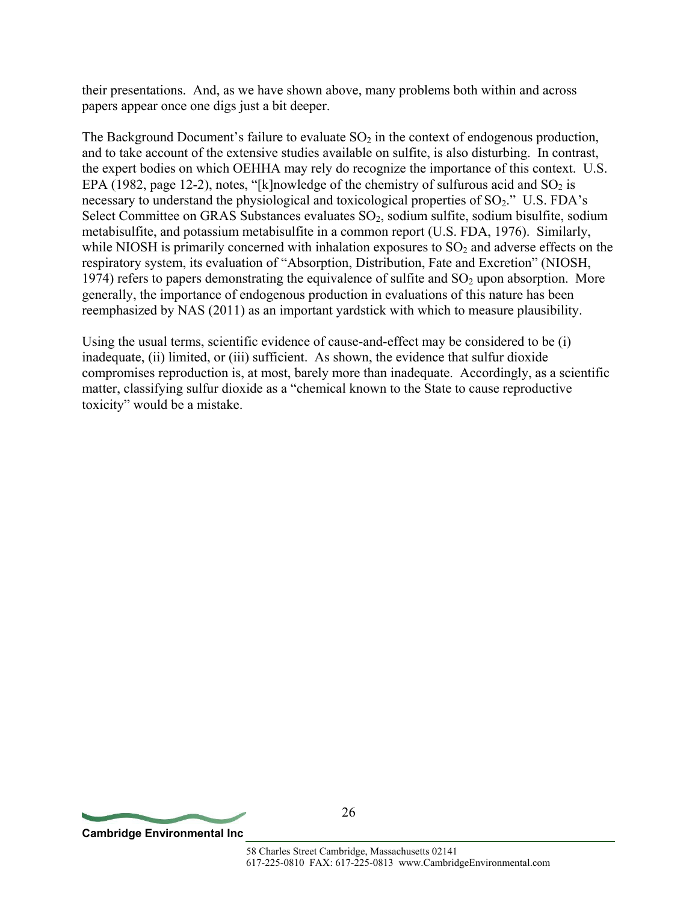their presentations. And, as we have shown above, many problems both within and across papers appear once one digs just a bit deeper.

The Background Document's failure to evaluate $SO_2$ in the context of endogenous production, and to take account of the extensive studies available on sulfite, is also disturbing. In contrast, the expert bodies on which OEHHA may rely do recognize the importance of this context. U.S. EPA (1982, page 12-2), notes, "[k]nowledge of the chemistry of sulfurous acid and $SO_2$ is necessary to understand the physiological and toxicological properties of $SO_2$." U.S. FDA's Select Committee on GRAS Substances evaluates $SO_2$, sodium sulfite, sodium bisulfite, sodium metabisulfite, and potassium metabisulfite in a common report (U.S. FDA, 1976). Similarly, while NIOSH is primarily concerned with inhalation exposures to $SO_2$ and adverse effects on the respiratory system, its evaluation of "Absorption, Distribution, Fate and Excretion" (NIOSH, 1974) refers to papers demonstrating the equivalence of sulfite and $SO_2$ upon absorption. More generally, the importance of endogenous production in evaluations of this nature has been reemphasized by NAS (2011) as an important yardstick with which to measure plausibility.

Using the usual terms, scientific evidence of cause-and-effect may be considered to be (i) inadequate, (ii) limited, or (iii) sufficient. As shown, the evidence that sulfur dioxide compromises reproduction is, at most, barely more than inadequate. Accordingly, as a scientific matter, classifying sulfur dioxide as a "chemical known to the State to cause reproductive toxicity" would be a mistake.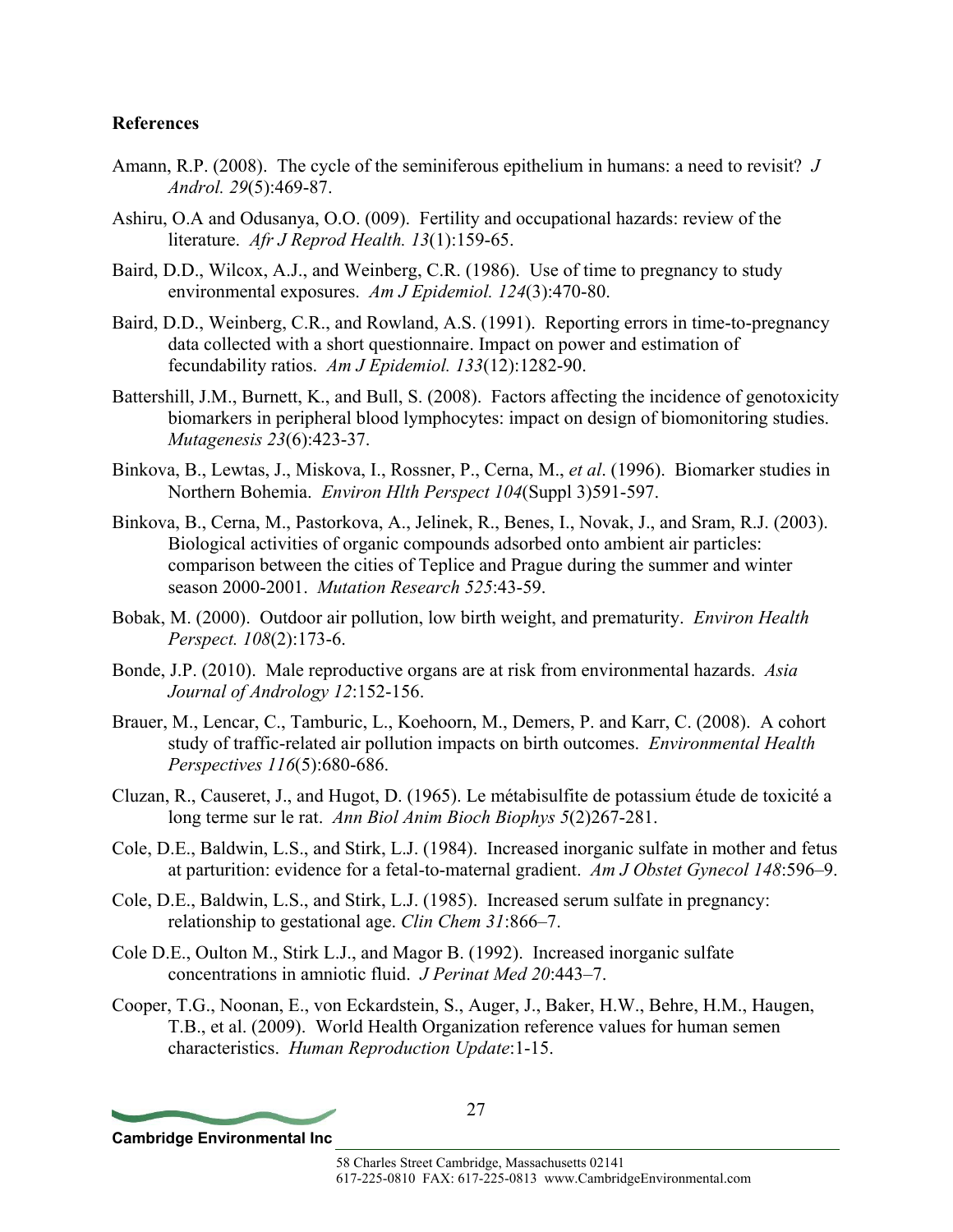**References**

Amann, R.P. (2008). The cycle of the seminiferous epithelium in humans: a need to revisit? *J Androl. 29*(5):469-87.

Ashiru, O.A and Odusanya, O.O. (009). Fertility and occupational hazards: review of the literature. *Afr J Reprod Health. 13*(1):159-65.

Baird, D.D., Wilcox, A.J., and Weinberg, C.R. (1986). Use of time to pregnancy to study environmental exposures. *Am J Epidemiol. 124*(3):470-80.

Baird, D.D., Weinberg, C.R., and Rowland, A.S. (1991). Reporting errors in time-to-pregnancy data collected with a short questionnaire. Impact on power and estimation of fecundability ratios. *Am J Epidemiol. 133*(12):1282-90.

Battershill, J.M., Burnett, K., and Bull, S. (2008). Factors affecting the incidence of genotoxicity biomarkers in peripheral blood lymphocytes: impact on design of biomonitoring studies. *Mutagenesis 23*(6):423-37.

Binkova, B., Lewtas, J., Miskova, I., Rossner, P., Cerna, M., *et al*. (1996). Biomarker studies in Northern Bohemia. *Environ Hlth Perspect 104*(Suppl 3)591-597.

Binkova, B., Cerna, M., Pastorkova, A., Jelinek, R., Benes, I., Novak, J., and Sram, R.J. (2003). Biological activities of organic compounds adsorbed onto ambient air particles: comparison between the cities of Teplice and Prague during the summer and winter season 2000-2001. *Mutation Research 525*:43-59.

Bobak, M. (2000). Outdoor air pollution, low birth weight, and prematurity. *Environ Health Perspect. 108*(2):173-6.

Bonde, J.P. (2010). Male reproductive organs are at risk from environmental hazards. *Asia Journal of Andrology 12*:152-156.

Brauer, M., Lencar, C., Tamburic, L., Koehoorn, M., Demers, P. and Karr, C. (2008). A cohort study of traffic-related air pollution impacts on birth outcomes. *Environmental Health Perspectives 116*(5):680-686.

Cluzan, R., Causeret, J., and Hugot, D. (1965). Le métabisulfite de potassium étude de toxicité a long terme sur le rat. *Ann Biol Anim Bioch Biophys 5*(2)267-281.

Cole, D.E., Baldwin, L.S., and Stirk, L.J. (1984). Increased inorganic sulfate in mother and fetus at parturition: evidence for a fetal-to-maternal gradient. *Am J Obstet Gynecol 148*:596–9.

Cole, D.E., Baldwin, L.S., and Stirk, L.J. (1985). Increased serum sulfate in pregnancy: relationship to gestational age. *Clin Chem 31*:866–7.

Cole D.E., Oulton M., Stirk L.J., and Magor B. (1992). Increased inorganic sulfate concentrations in amniotic fluid. *J Perinat Med 20*:443–7.

Cooper, T.G., Noonan, E., von Eckardstein, S., Auger, J., Baker, H.W., Behre, H.M., Haugen, T.B., et al. (2009). World Health Organization reference values for human semen characteristics. *Human Reproduction Update*:1-15.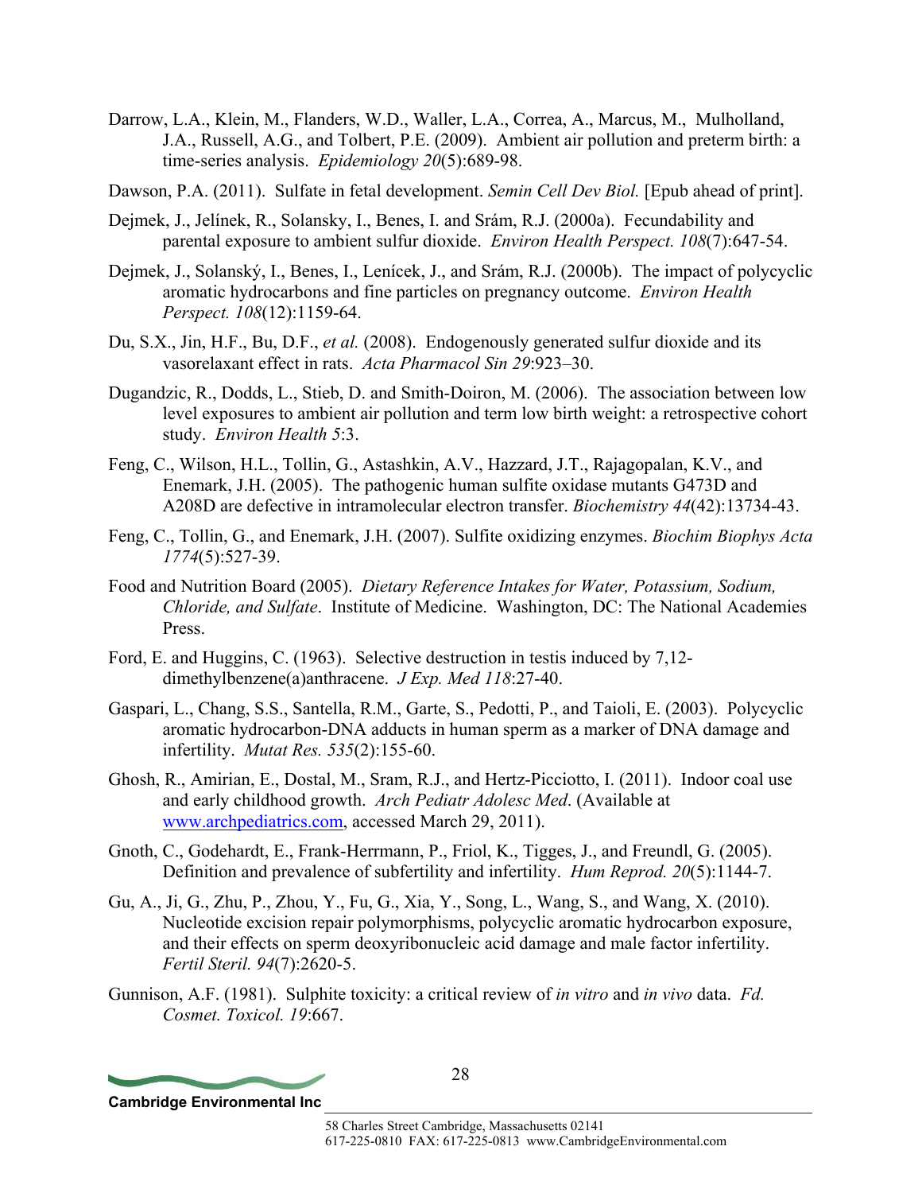Darrow, L.A., Klein, M., Flanders, W.D., Waller, L.A., Correa, A., Marcus, M., Mulholland, J.A., Russell, A.G., and Tolbert, P.E. (2009). Ambient air pollution and preterm birth: a time-series analysis. *Epidemiology 20*(5):689-98.

Dawson, P.A. (2011). Sulfate in fetal development. *Semin Cell Dev Biol.* [Epub ahead of print].

Dejmek, J., Jelínek, R., Solansky, I., Benes, I. and Srám, R.J. (2000a). Fecundability and parental exposure to ambient sulfur dioxide. *Environ Health Perspect. 108*(7):647-54.

Dejmek, J., Solanský, I., Benes, I., Lenícek, J., and Srám, R.J. (2000b). The impact of polycyclic aromatic hydrocarbons and fine particles on pregnancy outcome. *Environ Health Perspect. 108*(12):1159-64.

Du, S.X., Jin, H.F., Bu, D.F., *et al.* (2008). Endogenously generated sulfur dioxide and its vasorelaxant effect in rats. *Acta Pharmacol Sin 29*:923–30.

Dugandzic, R., Dodds, L., Stieb, D. and Smith-Doiron, M. (2006). The association between low level exposures to ambient air pollution and term low birth weight: a retrospective cohort study. *Environ Health 5*:3.

Feng, C., Wilson, H.L., Tollin, G., Astashkin, A.V., Hazzard, J.T., Rajagopalan, K.V., and Enemark, J.H. (2005). The pathogenic human sulfite oxidase mutants G473D and A208D are defective in intramolecular electron transfer. *Biochemistry 44*(42):13734-43.

Feng, C., Tollin, G., and Enemark, J.H. (2007). Sulfite oxidizing enzymes. *Biochim Biophys Acta 1774*(5):527-39.

Food and Nutrition Board (2005). *Dietary Reference Intakes for Water, Potassium, Sodium, Chloride, and Sulfate*. Institute of Medicine. Washington, DC: The National Academies Press.

Ford, E. and Huggins, C. (1963). Selective destruction in testis induced by 7,12-dimethylbenzene(a)anthracene. *J Exp. Med 118*:27-40.

Gaspari, L., Chang, S.S., Santella, R.M., Garte, S., Pedotti, P., and Taioli, E. (2003). Polycyclic aromatic hydrocarbon-DNA adducts in human sperm as a marker of DNA damage and infertility. *Mutat Res. 535*(2):155-60.

Ghosh, R., Amirian, E., Dostal, M., Sram, R.J., and Hertz-Picciotto, I. (2011). Indoor coal use and early childhood growth. *Arch Pediatr Adolesc Med*. (Available at www.archpediatrics.com, accessed March 29, 2011).

Gnoth, C., Godehardt, E., Frank-Herrmann, P., Friol, K., Tigges, J., and Freundl, G. (2005). Definition and prevalence of subfertility and infertility. *Hum Reprod. 20*(5):1144-7.

Gu, A., Ji, G., Zhu, P., Zhou, Y., Fu, G., Xia, Y., Song, L., Wang, S., and Wang, X. (2010). Nucleotide excision repair polymorphisms, polycyclic aromatic hydrocarbon exposure, and their effects on sperm deoxyribonucleic acid damage and male factor infertility. *Fertil Steril. 94*(7):2620-5.

Gunnison, A.F. (1981). Sulphite toxicity: a critical review of *in vitro* and *in vivo* data. *Fd. Cosmet. Toxicol. 19*:667.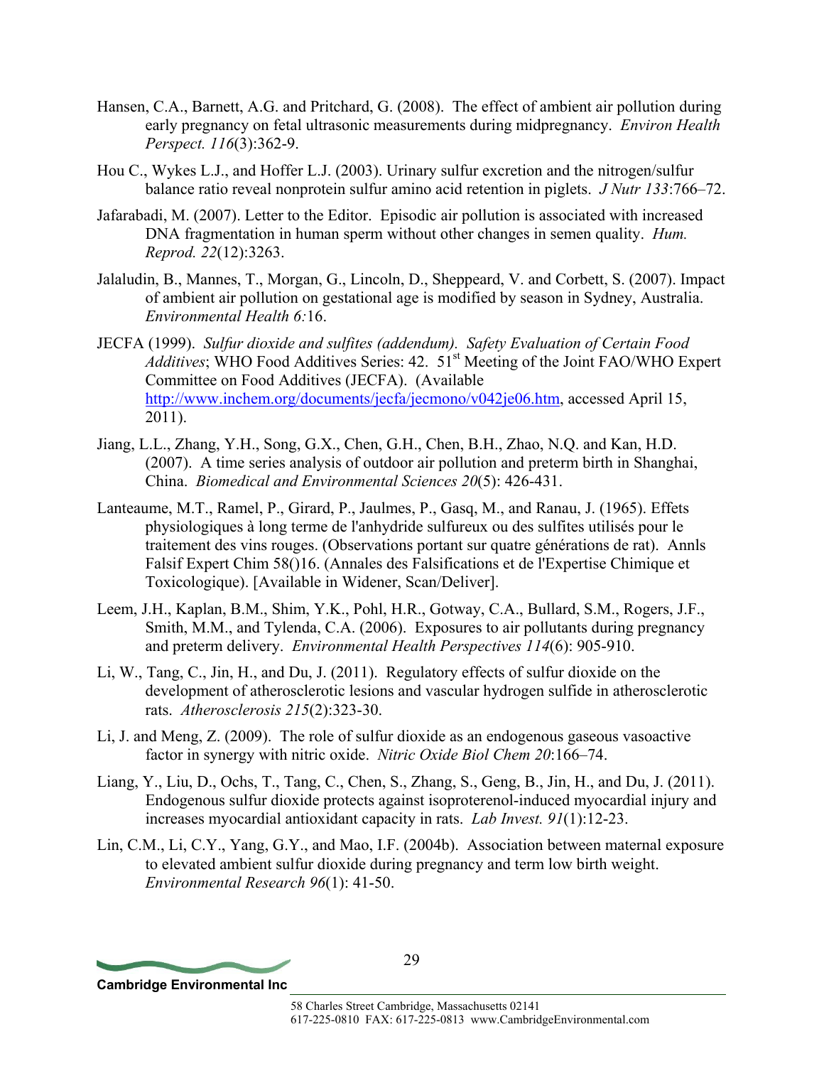Hansen, C.A., Barnett, A.G. and Pritchard, G. (2008). The effect of ambient air pollution during early pregnancy on fetal ultrasonic measurements during midpregnancy. *Environ Health Perspect. 116*(3):362-9.

Hou C., Wykes L.J., and Hoffer L.J. (2003). Urinary sulfur excretion and the nitrogen/sulfur balance ratio reveal nonprotein sulfur amino acid retention in piglets. *J Nutr 133*:766–72.

Jafarabadi, M. (2007). Letter to the Editor. Episodic air pollution is associated with increased DNA fragmentation in human sperm without other changes in semen quality. *Hum. Reprod. 22*(12):3263.

Jalaludin, B., Mannes, T., Morgan, G., Lincoln, D., Sheppeard, V. and Corbett, S. (2007). Impact of ambient air pollution on gestational age is modified by season in Sydney, Australia. *Environmental Health 6:*16.

JECFA (1999). *Sulfur dioxide and sulfites (addendum). Safety Evaluation of Certain Food Additives*; WHO Food Additives Series: 42. 51st Meeting of the Joint FAO/WHO Expert Committee on Food Additives (JECFA). (Available http://www.inchem.org/documents/jecfa/jecmono/v042je06.htm, accessed April 15, 2011).

Jiang, L.L., Zhang, Y.H., Song, G.X., Chen, G.H., Chen, B.H., Zhao, N.Q. and Kan, H.D. (2007). A time series analysis of outdoor air pollution and preterm birth in Shanghai, China. *Biomedical and Environmental Sciences 20*(5): 426-431.

Lanteaume, M.T., Ramel, P., Girard, P., Jaulmes, P., Gasq, M., and Ranau, J. (1965). Effets physiologiques à long terme de l'anhydride sulfureux ou des sulfites utilisés pour le traitement des vins rouges. (Observations portant sur quatre générations de rat). Annls Falsif Expert Chim 58()16. (Annales des Falsifications et de l'Expertise Chimique et Toxicologique). [Available in Widener, Scan/Deliver].

Leem, J.H., Kaplan, B.M., Shim, Y.K., Pohl, H.R., Gotway, C.A., Bullard, S.M., Rogers, J.F., Smith, M.M., and Tylenda, C.A. (2006). Exposures to air pollutants during pregnancy and preterm delivery. *Environmental Health Perspectives 114*(6): 905-910.

Li, W., Tang, C., Jin, H., and Du, J. (2011). Regulatory effects of sulfur dioxide on the development of atherosclerotic lesions and vascular hydrogen sulfide in atherosclerotic rats. *Atherosclerosis 215*(2):323-30.

Li, J. and Meng, Z. (2009). The role of sulfur dioxide as an endogenous gaseous vasoactive factor in synergy with nitric oxide. *Nitric Oxide Biol Chem 20*:166–74.

Liang, Y., Liu, D., Ochs, T., Tang, C., Chen, S., Zhang, S., Geng, B., Jin, H., and Du, J. (2011). Endogenous sulfur dioxide protects against isoproterenol-induced myocardial injury and increases myocardial antioxidant capacity in rats. *Lab Invest. 91*(1):12-23.

Lin, C.M., Li, C.Y., Yang, G.Y., and Mao, I.F. (2004b). Association between maternal exposure to elevated ambient sulfur dioxide during pregnancy and term low birth weight. *Environmental Research 96*(1): 41-50.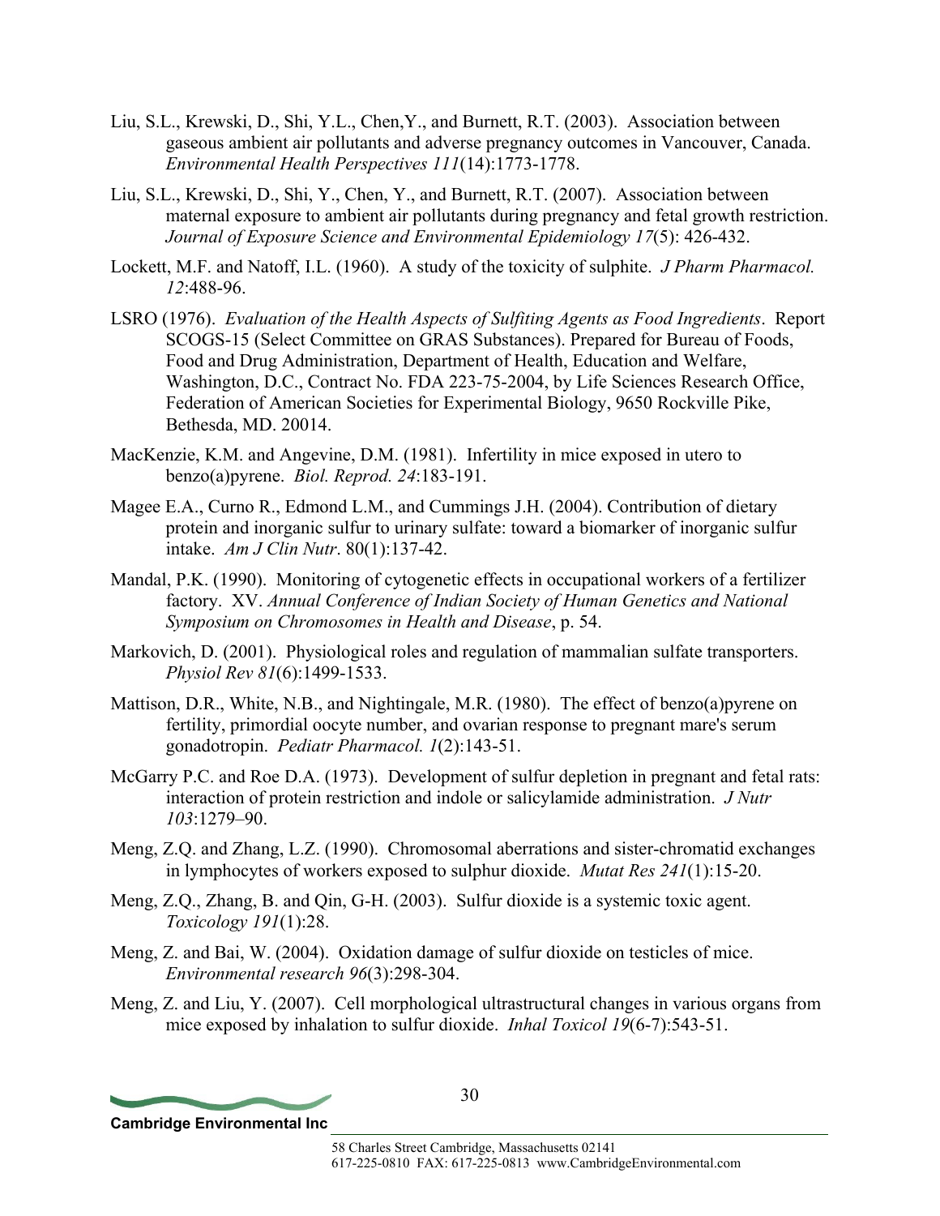Liu, S.L., Krewski, D., Shi, Y.L., Chen,Y., and Burnett, R.T. (2003). Association between gaseous ambient air pollutants and adverse pregnancy outcomes in Vancouver, Canada. *Environmental Health Perspectives 111*(14):1773-1778.

Liu, S.L., Krewski, D., Shi, Y., Chen, Y., and Burnett, R.T. (2007). Association between maternal exposure to ambient air pollutants during pregnancy and fetal growth restriction. *Journal of Exposure Science and Environmental Epidemiology 17*(5): 426-432.

Lockett, M.F. and Natoff, I.L. (1960). A study of the toxicity of sulphite. *J Pharm Pharmacol. 12*:488-96.

LSRO (1976). *Evaluation of the Health Aspects of Sulfiting Agents as Food Ingredients*. Report SCOGS-15 (Select Committee on GRAS Substances). Prepared for Bureau of Foods, Food and Drug Administration, Department of Health, Education and Welfare, Washington, D.C., Contract No. FDA 223-75-2004, by Life Sciences Research Office, Federation of American Societies for Experimental Biology, 9650 Rockville Pike, Bethesda, MD. 20014.

MacKenzie, K.M. and Angevine, D.M. (1981). Infertility in mice exposed in utero to benzo(a)pyrene. *Biol. Reprod. 24*:183-191.

Magee E.A., Curno R., Edmond L.M., and Cummings J.H. (2004). Contribution of dietary protein and inorganic sulfur to urinary sulfate: toward a biomarker of inorganic sulfur intake. *Am J Clin Nutr*. 80(1):137-42.

Mandal, P.K. (1990). Monitoring of cytogenetic effects in occupational workers of a fertilizer factory. XV. *Annual Conference of Indian Society of Human Genetics and National Symposium on Chromosomes in Health and Disease*, p. 54.

Markovich, D. (2001). Physiological roles and regulation of mammalian sulfate transporters. *Physiol Rev 81*(6):1499-1533.

Mattison, D.R., White, N.B., and Nightingale, M.R. (1980). The effect of benzo(a)pyrene on fertility, primordial oocyte number, and ovarian response to pregnant mare's serum gonadotropin. *Pediatr Pharmacol. 1*(2):143-51.

McGarry P.C. and Roe D.A. (1973). Development of sulfur depletion in pregnant and fetal rats: interaction of protein restriction and indole or salicylamide administration. *J Nutr 103*:1279–90.

Meng, Z.Q. and Zhang, L.Z. (1990). Chromosomal aberrations and sister-chromatid exchanges in lymphocytes of workers exposed to sulphur dioxide. *Mutat Res 241*(1):15-20.

Meng, Z.Q., Zhang, B. and Qin, G-H. (2003). Sulfur dioxide is a systemic toxic agent. *Toxicology 191*(1):28.

Meng, Z. and Bai, W. (2004). Oxidation damage of sulfur dioxide on testicles of mice. *Environmental research 96*(3):298-304.

Meng, Z. and Liu, Y. (2007). Cell morphological ultrastructural changes in various organs from mice exposed by inhalation to sulfur dioxide. *Inhal Toxicol 19*(6-7):543-51.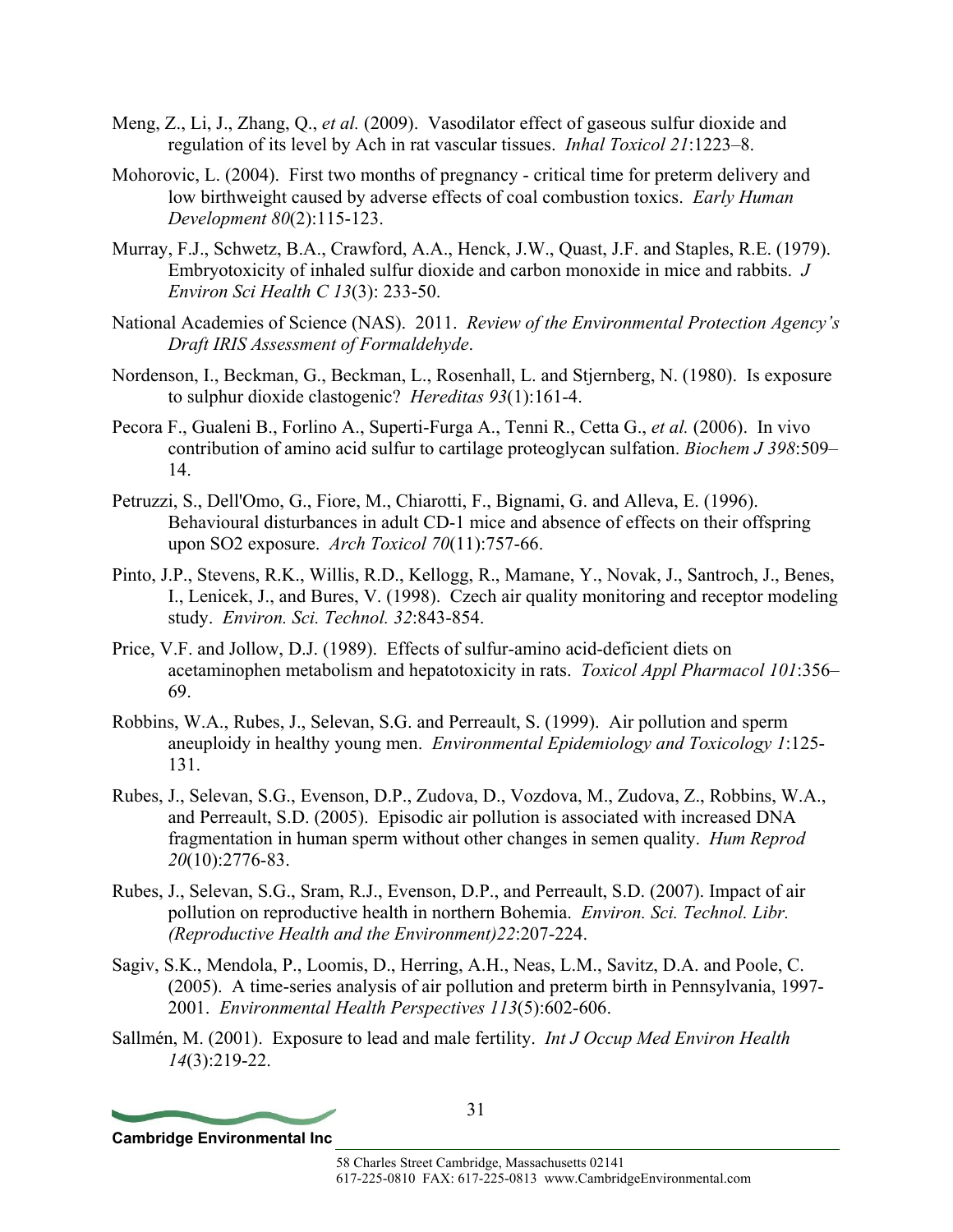Meng, Z., Li, J., Zhang, Q., *et al.* (2009). Vasodilator effect of gaseous sulfur dioxide and regulation of its level by Ach in rat vascular tissues. *Inhal Toxicol 21*:1223–8.

Mohorovic, L. (2004). First two months of pregnancy - critical time for preterm delivery and low birthweight caused by adverse effects of coal combustion toxics. *Early Human Development 80*(2):115-123.

Murray, F.J., Schwetz, B.A., Crawford, A.A., Henck, J.W., Quast, J.F. and Staples, R.E. (1979). Embryotoxicity of inhaled sulfur dioxide and carbon monoxide in mice and rabbits. *J Environ Sci Health C 13*(3): 233-50.

National Academies of Science (NAS). 2011. *Review of the Environmental Protection Agency's Draft IRIS Assessment of Formaldehyde*.

Nordenson, I., Beckman, G., Beckman, L., Rosenhall, L. and Stjernberg, N. (1980). Is exposure to sulphur dioxide clastogenic? *Hereditas 93*(1):161-4.

Pecora F., Gualeni B., Forlino A., Superti-Furga A., Tenni R., Cetta G., *et al.* (2006). In vivo contribution of amino acid sulfur to cartilage proteoglycan sulfation. *Biochem J 398*:509–14.

Petruzzi, S., Dell'Omo, G., Fiore, M., Chiarotti, F., Bignami, G. and Alleva, E. (1996). Behavioural disturbances in adult CD-1 mice and absence of effects on their offspring upon SO2 exposure. *Arch Toxicol 70*(11):757-66.

Pinto, J.P., Stevens, R.K., Willis, R.D., Kellogg, R., Mamane, Y., Novak, J., Santroch, J., Benes, I., Lenicek, J., and Bures, V. (1998). Czech air quality monitoring and receptor modeling study. *Environ. Sci. Technol. 32*:843-854.

Price, V.F. and Jollow, D.J. (1989). Effects of sulfur-amino acid-deficient diets on acetaminophen metabolism and hepatotoxicity in rats. *Toxicol Appl Pharmacol 101*:356–69.

Robbins, W.A., Rubes, J., Selevan, S.G. and Perreault, S. (1999). Air pollution and sperm aneuploidy in healthy young men. *Environmental Epidemiology and Toxicology 1*:125-131.

Rubes, J., Selevan, S.G., Evenson, D.P., Zudova, D., Vozdova, M., Zudova, Z., Robbins, W.A., and Perreault, S.D. (2005). Episodic air pollution is associated with increased DNA fragmentation in human sperm without other changes in semen quality. *Hum Reprod 20*(10):2776-83.

Rubes, J., Selevan, S.G., Sram, R.J., Evenson, D.P., and Perreault, S.D. (2007). Impact of air pollution on reproductive health in northern Bohemia. *Environ. Sci. Technol. Libr. (Reproductive Health and the Environment)22*:207-224.

Sagiv, S.K., Mendola, P., Loomis, D., Herring, A.H., Neas, L.M., Savitz, D.A. and Poole, C. (2005). A time-series analysis of air pollution and preterm birth in Pennsylvania, 1997-2001. *Environmental Health Perspectives 113*(5):602-606.

Sallmén, M. (2001). Exposure to lead and male fertility. *Int J Occup Med Environ Health 14*(3):219-22.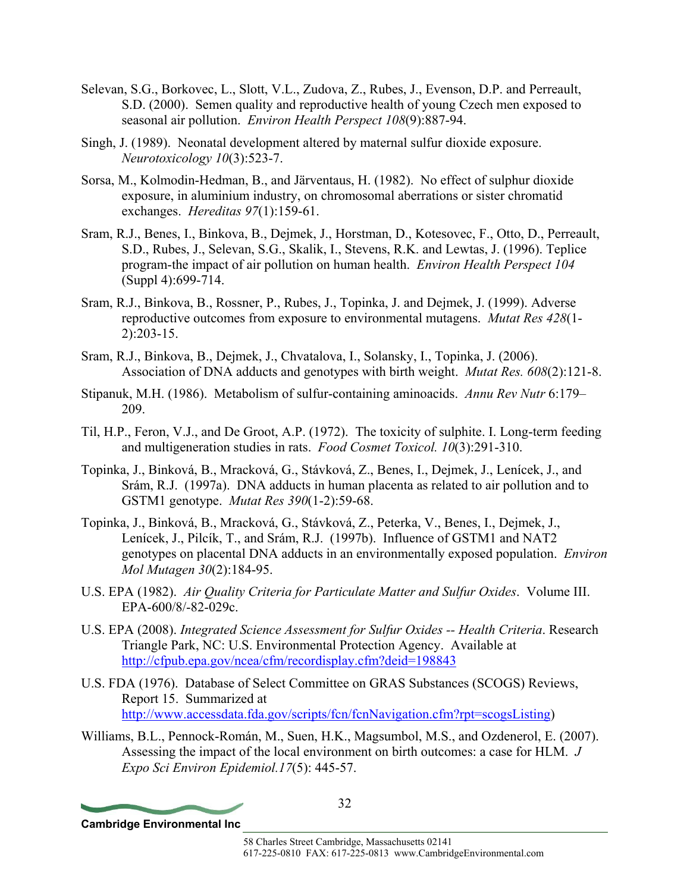Selevan, S.G., Borkovec, L., Slott, V.L., Zudova, Z., Rubes, J., Evenson, D.P. and Perreault, S.D. (2000). Semen quality and reproductive health of young Czech men exposed to seasonal air pollution. *Environ Health Perspect 108*(9):887-94.

Singh, J. (1989). Neonatal development altered by maternal sulfur dioxide exposure. *Neurotoxicology 10*(3):523-7.

Sorsa, M., Kolmodin-Hedman, B., and Järventaus, H. (1982). No effect of sulphur dioxide exposure, in aluminium industry, on chromosomal aberrations or sister chromatid exchanges. *Hereditas 97*(1):159-61.

Sram, R.J., Benes, I., Binkova, B., Dejmek, J., Horstman, D., Kotesovec, F., Otto, D., Perreault, S.D., Rubes, J., Selevan, S.G., Skalik, I., Stevens, R.K. and Lewtas, J. (1996). Teplice program-the impact of air pollution on human health. *Environ Health Perspect 104* (Suppl 4):699-714.

Sram, R.J., Binkova, B., Rossner, P., Rubes, J., Topinka, J. and Dejmek, J. (1999). Adverse reproductive outcomes from exposure to environmental mutagens. *Mutat Res 428*(1-2):203-15.

Sram, R.J., Binkova, B., Dejmek, J., Chvatalova, I., Solansky, I., Topinka, J. (2006). Association of DNA adducts and genotypes with birth weight. *Mutat Res. 608*(2):121-8.

Stipanuk, M.H. (1986). Metabolism of sulfur-containing aminoacids. *Annu Rev Nutr* 6:179–209.

Til, H.P., Feron, V.J., and De Groot, A.P. (1972). The toxicity of sulphite. I. Long-term feeding and multigeneration studies in rats. *Food Cosmet Toxicol. 10*(3):291-310.

Topinka, J., Binková, B., Mracková, G., Stávková, Z., Benes, I., Dejmek, J., Lenícek, J., and Srám, R.J. (1997a). DNA adducts in human placenta as related to air pollution and to GSTM1 genotype. *Mutat Res 390*(1-2):59-68.

Topinka, J., Binková, B., Mracková, G., Stávková, Z., Peterka, V., Benes, I., Dejmek, J., Lenícek, J., Pilcík, T., and Srám, R.J. (1997b). Influence of GSTM1 and NAT2 genotypes on placental DNA adducts in an environmentally exposed population. *Environ Mol Mutagen 30*(2):184-95.

U.S. EPA (1982). *Air Quality Criteria for Particulate Matter and Sulfur Oxides*. Volume III. EPA-600/8/-82-029c.

U.S. EPA (2008). *Integrated Science Assessment for Sulfur Oxides -- Health Criteria*. Research Triangle Park, NC: U.S. Environmental Protection Agency. Available at http://cfpub.epa.gov/ncea/cfm/recordisplay.cfm?deid=198843

U.S. FDA (1976). Database of Select Committee on GRAS Substances (SCOGS) Reviews, Report 15. Summarized at http://www.accessdata.fda.gov/scripts/fcn/fcnNavigation.cfm?rpt=scogsListing)

Williams, B.L., Pennock-Román, M., Suen, H.K., Magsumbol, M.S., and Ozdenerol, E. (2007). Assessing the impact of the local environment on birth outcomes: a case for HLM. *J Expo Sci Environ Epidemiol.17*(5): 445-57.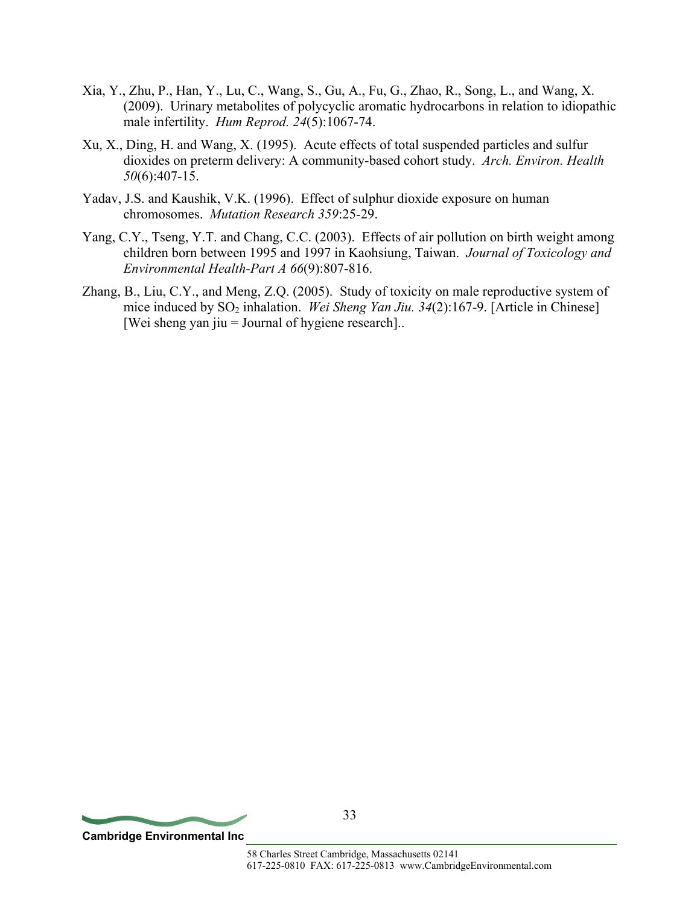Xia, Y., Zhu, P., Han, Y., Lu, C., Wang, S., Gu, A., Fu, G., Zhao, R., Song, L., and Wang, X. (2009). Urinary metabolites of polycyclic aromatic hydrocarbons in relation to idiopathic male infertility. *Hum Reprod. 24*(5):1067-74.

Xu, X., Ding, H. and Wang, X. (1995). Acute effects of total suspended particles and sulfur dioxides on preterm delivery: A community-based cohort study. *Arch. Environ. Health 50*(6):407-15.

Yadav, J.S. and Kaushik, V.K. (1996). Effect of sulphur dioxide exposure on human chromosomes. *Mutation Research 359*:25-29.

Yang, C.Y., Tseng, Y.T. and Chang, C.C. (2003). Effects of air pollution on birth weight among children born between 1995 and 1997 in Kaohsiung, Taiwan. *Journal of Toxicology and Environmental Health-Part A 66*(9):807-816.

Zhang, B., Liu, C.Y., and Meng, Z.Q. (2005). Study of toxicity on male reproductive system of mice induced by $SO_2$ inhalation. *Wei Sheng Yan Jiu. 34*(2):167-9. [Article in Chinese] [Wei sheng yan jiu = Journal of hygiene research]..